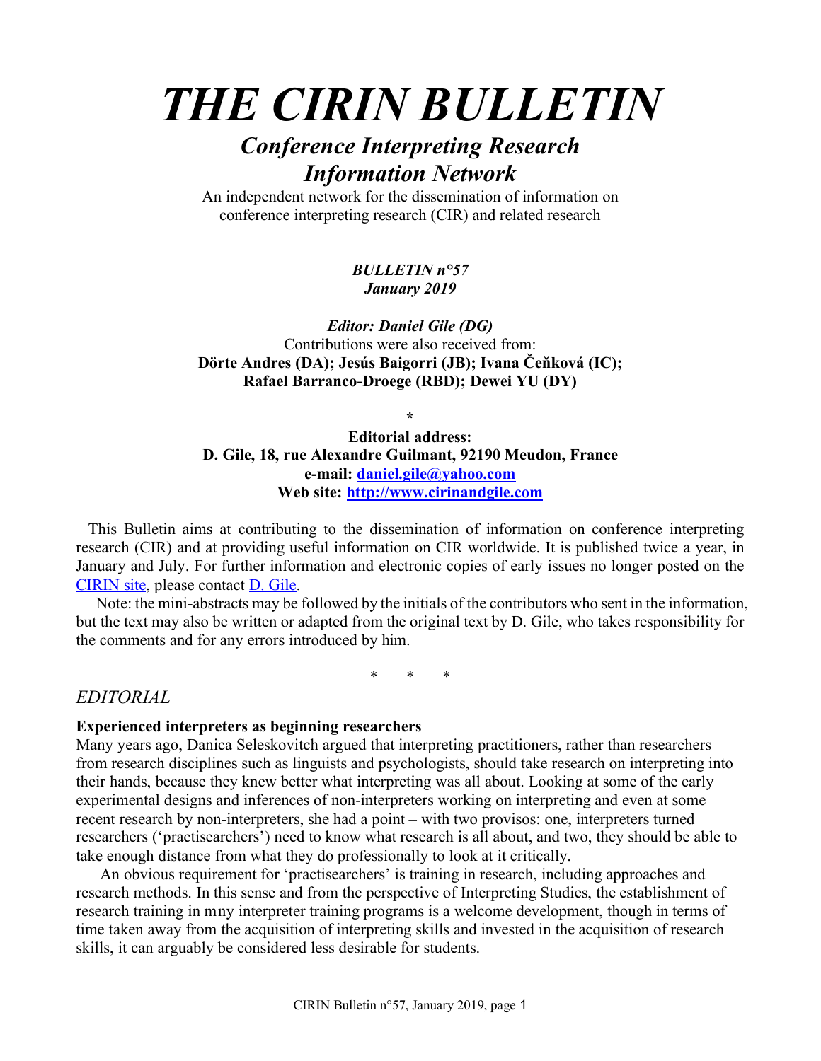# THE CIRIN BULLETIN

## *Conference Interpreting Research Information Network*

An independent network for the dissemination of information on conference interpreting research (CIR) and related research

***BULLETIN n°57***
***January 2019***

***Editor: Daniel Gile (DG)***
Contributions were also received from:
**Dörte Andres (DA); Jesús Baigorri (JB); Ivana Čeňková (IC); Rafael Barranco-Droege (RBD); Dewei YU (DY)**

**\***

**Editorial address:**
**D. Gile, 18, rue Alexandre Guilmant, 92190 Meudon, France**
**e-mail: daniel.gile@yahoo.com**
**Web site: http://www.cirinandgile.com**

This Bulletin aims at contributing to the dissemination of information on conference interpreting research (CIR) and at providing useful information on CIR worldwide. It is published twice a year, in January and July. For further information and electronic copies of early issues no longer posted on the CIRIN site, please contact D. Gile.

Note: the mini-abstracts may be followed by the initials of the contributors who sent in the information, but the text may also be written or adapted from the original text by D. Gile, who takes responsibility for the comments and for any errors introduced by him.

\* \* \*

## *EDITORIAL*

**Experienced interpreters as beginning researchers**

Many years ago, Danica Seleskovitch argued that interpreting practitioners, rather than researchers from research disciplines such as linguists and psychologists, should take research on interpreting into their hands, because they knew better what interpreting was all about. Looking at some of the early experimental designs and inferences of non-interpreters working on interpreting and even at some recent research by non-interpreters, she had a point – with two provisos: one, interpreters turned researchers ('practisearchers') need to know what research is all about, and two, they should be able to take enough distance from what they do professionally to look at it critically.

An obvious requirement for 'practisearchers' is training in research, including approaches and research methods. In this sense and from the perspective of Interpreting Studies, the establishment of research training in mny interpreter training programs is a welcome development, though in terms of time taken away from the acquisition of interpreting skills and invested in the acquisition of research skills, it can arguably be considered less desirable for students.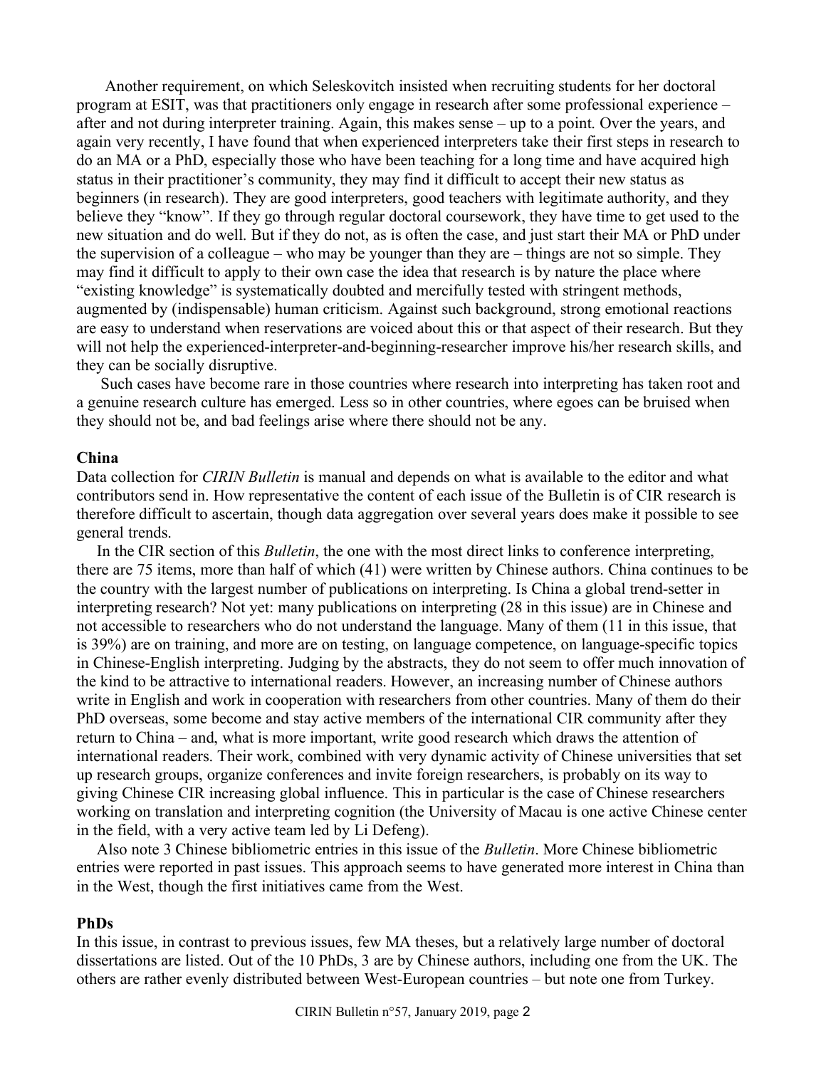Another requirement, on which Seleskovitch insisted when recruiting students for her doctoral program at ESIT, was that practitioners only engage in research after some professional experience – after and not during interpreter training. Again, this makes sense – up to a point. Over the years, and again very recently, I have found that when experienced interpreters take their first steps in research to do an MA or a PhD, especially those who have been teaching for a long time and have acquired high status in their practitioner's community, they may find it difficult to accept their new status as beginners (in research). They are good interpreters, good teachers with legitimate authority, and they believe they "know". If they go through regular doctoral coursework, they have time to get used to the new situation and do well. But if they do not, as is often the case, and just start their MA or PhD under the supervision of a colleague – who may be younger than they are – things are not so simple. They may find it difficult to apply to their own case the idea that research is by nature the place where "existing knowledge" is systematically doubted and mercifully tested with stringent methods, augmented by (indispensable) human criticism. Against such background, strong emotional reactions are easy to understand when reservations are voiced about this or that aspect of their research. But they will not help the experienced-interpreter-and-beginning-researcher improve his/her research skills, and they can be socially disruptive.

Such cases have become rare in those countries where research into interpreting has taken root and a genuine research culture has emerged. Less so in other countries, where egoes can be bruised when they should not be, and bad feelings arise where there should not be any.

**China**

Data collection for *CIRIN Bulletin* is manual and depends on what is available to the editor and what contributors send in. How representative the content of each issue of the Bulletin is of CIR research is therefore difficult to ascertain, though data aggregation over several years does make it possible to see general trends.

In the CIR section of this *Bulletin*, the one with the most direct links to conference interpreting, there are 75 items, more than half of which (41) were written by Chinese authors. China continues to be the country with the largest number of publications on interpreting. Is China a global trend-setter in interpreting research? Not yet: many publications on interpreting (28 in this issue) are in Chinese and not accessible to researchers who do not understand the language. Many of them (11 in this issue, that is 39%) are on training, and more are on testing, on language competence, on language-specific topics in Chinese-English interpreting. Judging by the abstracts, they do not seem to offer much innovation of the kind to be attractive to international readers. However, an increasing number of Chinese authors write in English and work in cooperation with researchers from other countries. Many of them do their PhD overseas, some become and stay active members of the international CIR community after they return to China – and, what is more important, write good research which draws the attention of international readers. Their work, combined with very dynamic activity of Chinese universities that set up research groups, organize conferences and invite foreign researchers, is probably on its way to giving Chinese CIR increasing global influence. This in particular is the case of Chinese researchers working on translation and interpreting cognition (the University of Macau is one active Chinese center in the field, with a very active team led by Li Defeng).

Also note 3 Chinese bibliometric entries in this issue of the *Bulletin*. More Chinese bibliometric entries were reported in past issues. This approach seems to have generated more interest in China than in the West, though the first initiatives came from the West.

**PhDs**

In this issue, in contrast to previous issues, few MA theses, but a relatively large number of doctoral dissertations are listed. Out of the 10 PhDs, 3 are by Chinese authors, including one from the UK. The others are rather evenly distributed between West-European countries – but note one from Turkey.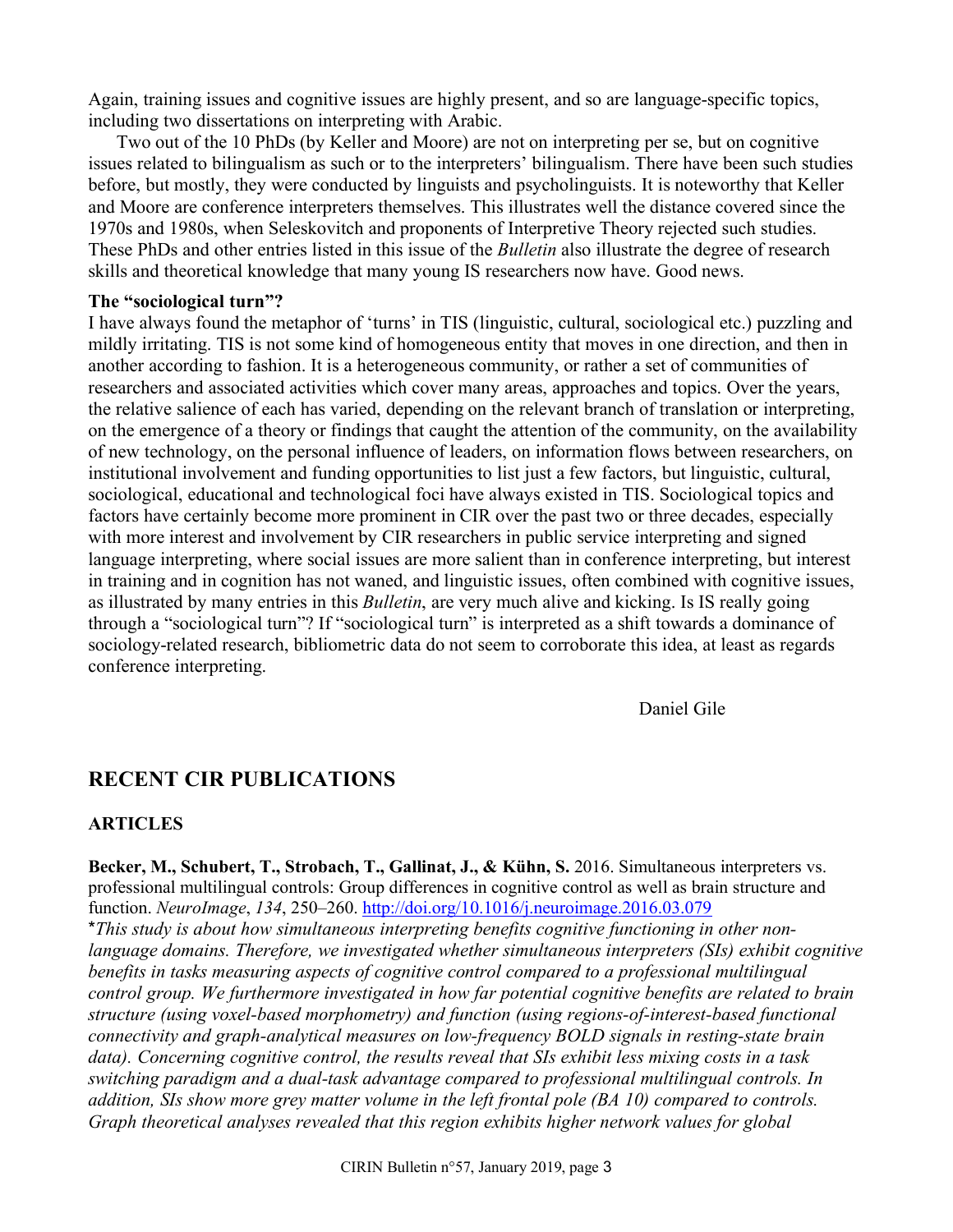Again, training issues and cognitive issues are highly present, and so are language-specific topics, including two dissertations on interpreting with Arabic.

Two out of the 10 PhDs (by Keller and Moore) are not on interpreting per se, but on cognitive issues related to bilingualism as such or to the interpreters' bilingualism. There have been such studies before, but mostly, they were conducted by linguists and psycholinguists. It is noteworthy that Keller and Moore are conference interpreters themselves. This illustrates well the distance covered since the 1970s and 1980s, when Seleskovitch and proponents of Interpretive Theory rejected such studies. These PhDs and other entries listed in this issue of the *Bulletin* also illustrate the degree of research skills and theoretical knowledge that many young IS researchers now have. Good news.

**The "sociological turn"?**

I have always found the metaphor of 'turns' in TIS (linguistic, cultural, sociological etc.) puzzling and mildly irritating. TIS is not some kind of homogeneous entity that moves in one direction, and then in another according to fashion. It is a heterogeneous community, or rather a set of communities of researchers and associated activities which cover many areas, approaches and topics. Over the years, the relative salience of each has varied, depending on the relevant branch of translation or interpreting, on the emergence of a theory or findings that caught the attention of the community, on the availability of new technology, on the personal influence of leaders, on information flows between researchers, on institutional involvement and funding opportunities to list just a few factors, but linguistic, cultural, sociological, educational and technological foci have always existed in TIS. Sociological topics and factors have certainly become more prominent in CIR over the past two or three decades, especially with more interest and involvement by CIR researchers in public service interpreting and signed language interpreting, where social issues are more salient than in conference interpreting, but interest in training and in cognition has not waned, and linguistic issues, often combined with cognitive issues, as illustrated by many entries in this *Bulletin*, are very much alive and kicking. Is IS really going through a "sociological turn"? If "sociological turn" is interpreted as a shift towards a dominance of sociology-related research, bibliometric data do not seem to corroborate this idea, at least as regards conference interpreting.

Daniel Gile

## RECENT CIR PUBLICATIONS

### ARTICLES

**Becker, M., Schubert, T., Strobach, T., Gallinat, J., & Kühn, S.** 2016. Simultaneous interpreters vs. professional multilingual controls: Group differences in cognitive control as well as brain structure and function. *NeuroImage*, *134*, 250–260. http://doi.org/10.1016/j.neuroimage.2016.03.079

\**This study is about how simultaneous interpreting benefits cognitive functioning in other non-language domains. Therefore, we investigated whether simultaneous interpreters (SIs) exhibit cognitive benefits in tasks measuring aspects of cognitive control compared to a professional multilingual control group. We furthermore investigated in how far potential cognitive benefits are related to brain structure (using voxel-based morphometry) and function (using regions-of-interest-based functional connectivity and graph-analytical measures on low-frequency BOLD signals in resting-state brain data). Concerning cognitive control, the results reveal that SIs exhibit less mixing costs in a task switching paradigm and a dual-task advantage compared to professional multilingual controls. In addition, SIs show more grey matter volume in the left frontal pole (BA 10) compared to controls. Graph theoretical analyses revealed that this region exhibits higher network values for global*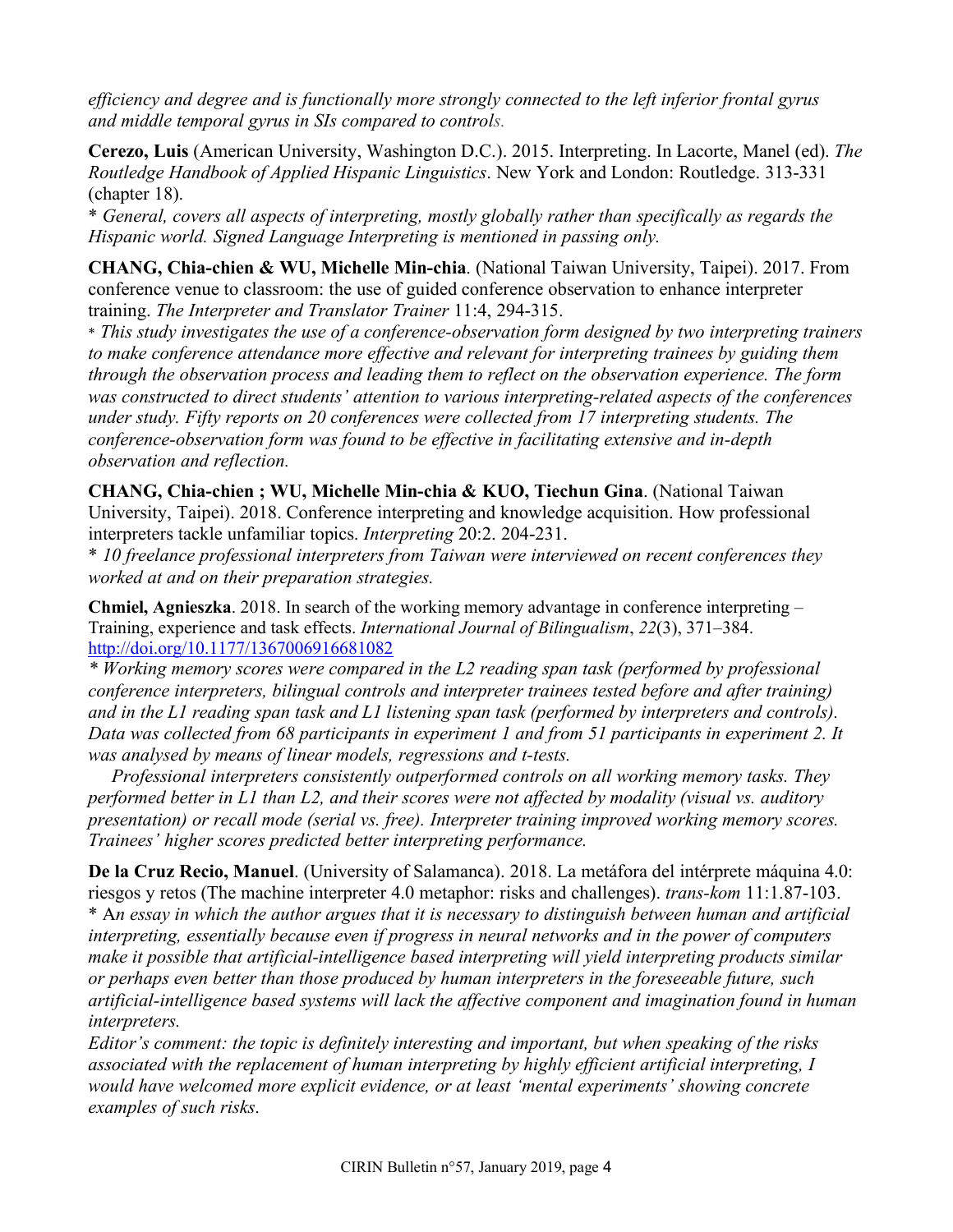*efficiency and degree and is functionally more strongly connected to the left inferior frontal gyrus and middle temporal gyrus in SIs compared to controls.*

**Cerezo, Luis** (American University, Washington D.C.). 2015. Interpreting. In Lacorte, Manel (ed). *The Routledge Handbook of Applied Hispanic Linguistics*. New York and London: Routledge. 313-331 (chapter 18).
* *General, covers all aspects of interpreting, mostly globally rather than specifically as regards the Hispanic world. Signed Language Interpreting is mentioned in passing only.*

**CHANG, Chia-chien & WU, Michelle Min-chia**. (National Taiwan University, Taipei). 2017. From conference venue to classroom: the use of guided conference observation to enhance interpreter training. *The Interpreter and Translator Trainer* 11:4, 294-315.
* *This study investigates the use of a conference-observation form designed by two interpreting trainers to make conference attendance more effective and relevant for interpreting trainees by guiding them through the observation process and leading them to reflect on the observation experience. The form was constructed to direct students' attention to various interpreting-related aspects of the conferences under study. Fifty reports on 20 conferences were collected from 17 interpreting students. The conference-observation form was found to be effective in facilitating extensive and in-depth observation and reflection.*

**CHANG, Chia-chien ; WU, Michelle Min-chia & KUO, Tiechun Gina**. (National Taiwan University, Taipei). 2018. Conference interpreting and knowledge acquisition. How professional interpreters tackle unfamiliar topics. *Interpreting* 20:2. 204-231.
* *10 freelance professional interpreters from Taiwan were interviewed on recent conferences they worked at and on their preparation strategies.*

**Chmiel, Agnieszka**. 2018. In search of the working memory advantage in conference interpreting – Training, experience and task effects. *International Journal of Bilingualism*, *22*(3), 371–384. http://doi.org/10.1177/1367006916681082
* *Working memory scores were compared in the L2 reading span task (performed by professional conference interpreters, bilingual controls and interpreter trainees tested before and after training) and in the L1 reading span task and L1 listening span task (performed by interpreters and controls). Data was collected from 68 participants in experiment 1 and from 51 participants in experiment 2. It was analysed by means of linear models, regressions and t-tests.*

*Professional interpreters consistently outperformed controls on all working memory tasks. They performed better in L1 than L2, and their scores were not affected by modality (visual vs. auditory presentation) or recall mode (serial vs. free). Interpreter training improved working memory scores. Trainees' higher scores predicted better interpreting performance.*

**De la Cruz Recio, Manuel**. (University of Salamanca). 2018. La metáfora del intérprete máquina 4.0: riesgos y retos (The machine interpreter 4.0 metaphor: risks and challenges). *trans-kom* 11:1.87-103.
* A*n essay in which the author argues that it is necessary to distinguish between human and artificial interpreting, essentially because even if progress in neural networks and in the power of computers make it possible that artificial-intelligence based interpreting will yield interpreting products similar or perhaps even better than those produced by human interpreters in the foreseeable future, such artificial-intelligence based systems will lack the affective component and imagination found in human interpreters.*
*Editor's comment: the topic is definitely interesting and important, but when speaking of the risks associated with the replacement of human interpreting by highly efficient artificial interpreting, I would have welcomed more explicit evidence, or at least 'mental experiments' showing concrete examples of such risks.*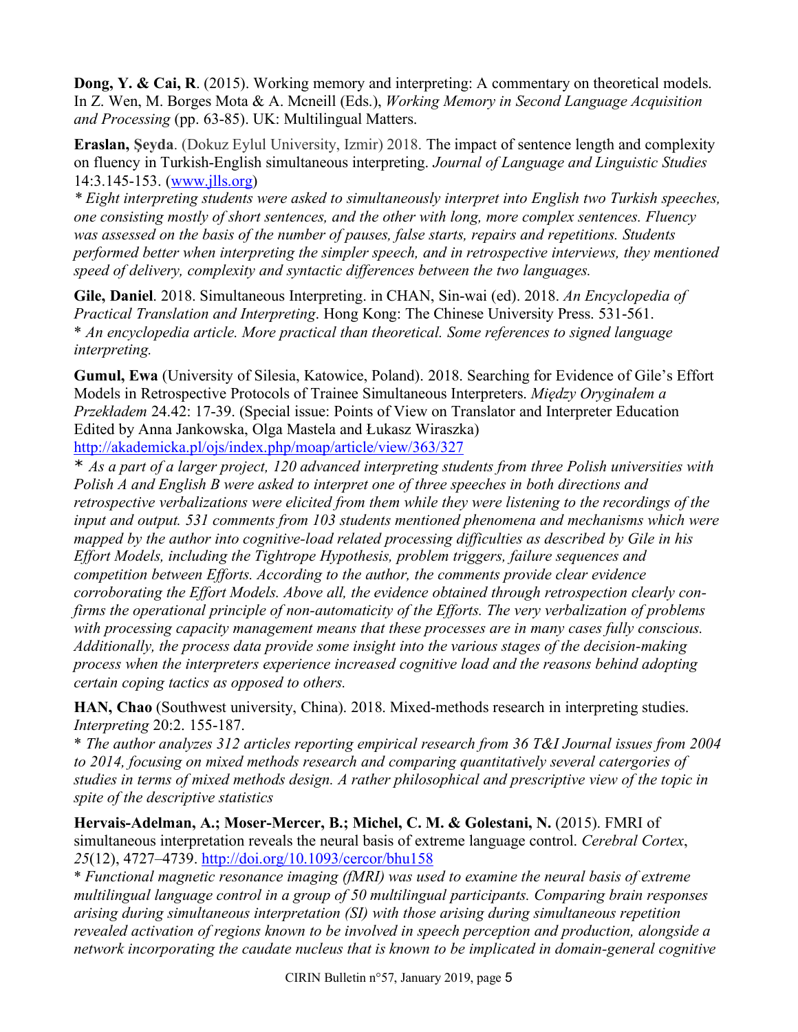**Dong, Y. & Cai, R**. (2015). Working memory and interpreting: A commentary on theoretical models. In Z. Wen, M. Borges Mota & A. Mcneill (Eds.), *Working Memory in Second Language Acquisition and Processing* (pp. 63-85). UK: Multilingual Matters.

**Eraslan, Şeyda**. (Dokuz Eylul University, Izmir) 2018. The impact of sentence length and complexity on fluency in Turkish-English simultaneous interpreting. *Journal of Language and Linguistic Studies* 14:3.145-153. (www.jlls.org)

*\* Eight interpreting students were asked to simultaneously interpret into English two Turkish speeches, one consisting mostly of short sentences, and the other with long, more complex sentences. Fluency was assessed on the basis of the number of pauses, false starts, repairs and repetitions. Students performed better when interpreting the simpler speech, and in retrospective interviews, they mentioned speed of delivery, complexity and syntactic differences between the two languages.*

**Gile, Daniel**. 2018. Simultaneous Interpreting. in CHAN, Sin-wai (ed). 2018. *An Encyclopedia of Practical Translation and Interpreting*. Hong Kong: The Chinese University Press. 531-561.

\* *An encyclopedia article. More practical than theoretical. Some references to signed language interpreting.*

**Gumul, Ewa** (University of Silesia, Katowice, Poland). 2018. Searching for Evidence of Gile's Effort Models in Retrospective Protocols of Trainee Simultaneous Interpreters. *Między Oryginałem a Przekładem* 24.42: 17-39. (Special issue: Points of View on Translator and Interpreter Education Edited by Anna Jankowska, Olga Mastela and Łukasz Wiraszka)
http://akademicka.pl/ojs/index.php/moap/article/view/363/327

\* *As a part of a larger project, 120 advanced interpreting students from three Polish universities with Polish A and English B were asked to interpret one of three speeches in both directions and retrospective verbalizations were elicited from them while they were listening to the recordings of the input and output. 531 comments from 103 students mentioned phenomena and mechanisms which were mapped by the author into cognitive-load related processing difficulties as described by Gile in his Effort Models, including the Tightrope Hypothesis, problem triggers, failure sequences and competition between Efforts. According to the author, the comments provide clear evidence corroborating the Effort Models. Above all, the evidence obtained through retrospection clearly confirms the operational principle of non-automaticity of the Efforts. The very verbalization of problems with processing capacity management means that these processes are in many cases fully conscious. Additionally, the process data provide some insight into the various stages of the decision-making process when the interpreters experience increased cognitive load and the reasons behind adopting certain coping tactics as opposed to others.*

**HAN, Chao** (Southwest university, China). 2018. Mixed-methods research in interpreting studies. *Interpreting* 20:2. 155-187.

\* *The author analyzes 312 articles reporting empirical research from 36 T&I Journal issues from 2004 to 2014, focusing on mixed methods research and comparing quantitatively several catergories of studies in terms of mixed methods design. A rather philosophical and prescriptive view of the topic in spite of the descriptive statistics*

**Hervais-Adelman, A.; Moser-Mercer, B.; Michel, C. M. & Golestani, N.** (2015). FMRI of simultaneous interpretation reveals the neural basis of extreme language control. *Cerebral Cortex*, *25*(12), 4727–4739. http://doi.org/10.1093/cercor/bhu158

\* *Functional magnetic resonance imaging (fMRI) was used to examine the neural basis of extreme multilingual language control in a group of 50 multilingual participants. Comparing brain responses arising during simultaneous interpretation (SI) with those arising during simultaneous repetition revealed activation of regions known to be involved in speech perception and production, alongside a network incorporating the caudate nucleus that is known to be implicated in domain-general cognitive*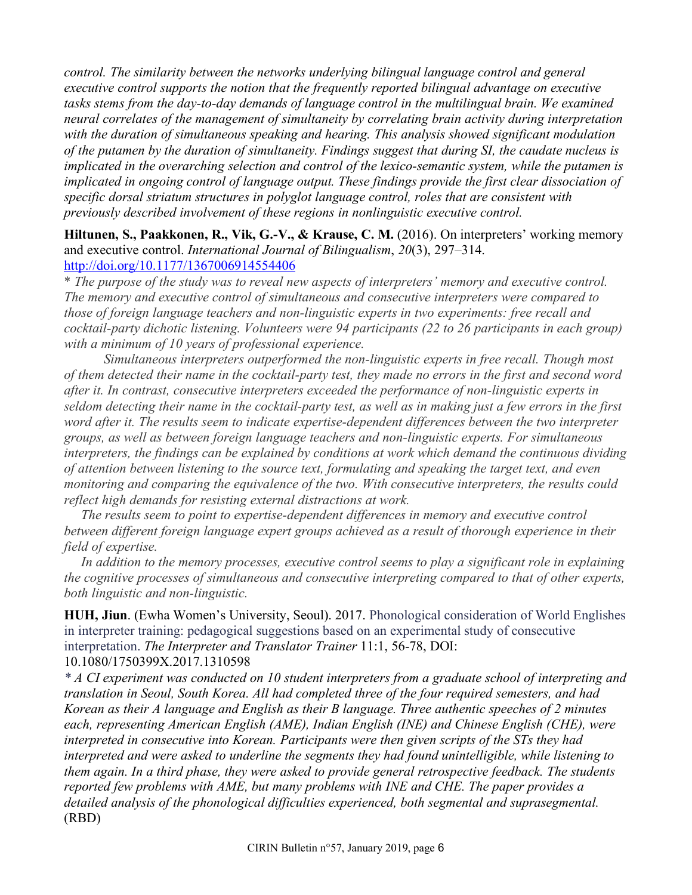*control. The similarity between the networks underlying bilingual language control and general executive control supports the notion that the frequently reported bilingual advantage on executive tasks stems from the day-to-day demands of language control in the multilingual brain. We examined neural correlates of the management of simultaneity by correlating brain activity during interpretation with the duration of simultaneous speaking and hearing. This analysis showed significant modulation of the putamen by the duration of simultaneity. Findings suggest that during SI, the caudate nucleus is implicated in the overarching selection and control of the lexico-semantic system, while the putamen is implicated in ongoing control of language output. These findings provide the first clear dissociation of specific dorsal striatum structures in polyglot language control, roles that are consistent with previously described involvement of these regions in nonlinguistic executive control.*

**Hiltunen, S., Paakkonen, R., Vik, G.-V., & Krause, C. M.** (2016). On interpreters' working memory and executive control. *International Journal of Bilingualism*, *20*(3), 297–314. http://doi.org/10.1177/1367006914554406

*\* The purpose of the study was to reveal new aspects of interpreters' memory and executive control. The memory and executive control of simultaneous and consecutive interpreters were compared to those of foreign language teachers and non-linguistic experts in two experiments: free recall and cocktail-party dichotic listening. Volunteers were 94 participants (22 to 26 participants in each group) with a minimum of 10 years of professional experience.*

*Simultaneous interpreters outperformed the non-linguistic experts in free recall. Though most of them detected their name in the cocktail-party test, they made no errors in the first and second word after it. In contrast, consecutive interpreters exceeded the performance of non-linguistic experts in seldom detecting their name in the cocktail-party test, as well as in making just a few errors in the first word after it. The results seem to indicate expertise-dependent differences between the two interpreter groups, as well as between foreign language teachers and non-linguistic experts. For simultaneous interpreters, the findings can be explained by conditions at work which demand the continuous dividing of attention between listening to the source text, formulating and speaking the target text, and even monitoring and comparing the equivalence of the two. With consecutive interpreters, the results could reflect high demands for resisting external distractions at work.*

*The results seem to point to expertise-dependent differences in memory and executive control between different foreign language expert groups achieved as a result of thorough experience in their field of expertise.*

*In addition to the memory processes, executive control seems to play a significant role in explaining the cognitive processes of simultaneous and consecutive interpreting compared to that of other experts, both linguistic and non-linguistic.*

**HUH, Jiun**. (Ewha Women's University, Seoul). 2017. Phonological consideration of World Englishes in interpreter training: pedagogical suggestions based on an experimental study of consecutive interpretation. *The Interpreter and Translator Trainer* 11:1, 56-78, DOI: 10.1080/1750399X.2017.1310598

*\* A CI experiment was conducted on 10 student interpreters from a graduate school of interpreting and translation in Seoul, South Korea. All had completed three of the four required semesters, and had Korean as their A language and English as their B language. Three authentic speeches of 2 minutes each, representing American English (AME), Indian English (INE) and Chinese English (CHE), were interpreted in consecutive into Korean. Participants were then given scripts of the STs they had interpreted and were asked to underline the segments they had found unintelligible, while listening to them again. In a third phase, they were asked to provide general retrospective feedback. The students reported few problems with AME, but many problems with INE and CHE. The paper provides a detailed analysis of the phonological difficulties experienced, both segmental and suprasegmental.* (RBD)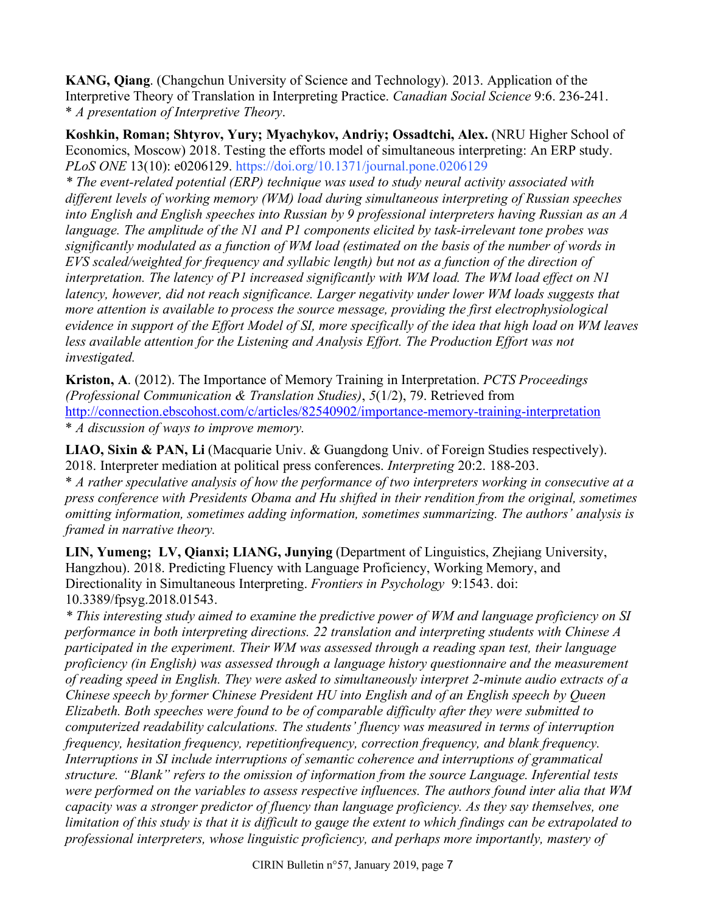**KANG, Qiang**. (Changchun University of Science and Technology). 2013. Application of the Interpretive Theory of Translation in Interpreting Practice. *Canadian Social Science* 9:6. 236-241.
* *A presentation of Interpretive Theory*.

**Koshkin, Roman; Shtyrov, Yury; Myachykov, Andriy; Ossadtchi, Alex.** (NRU Higher School of Economics, Moscow) 2018. Testing the efforts model of simultaneous interpreting: An ERP study. *PLoS ONE* 13(10): e0206129. https://doi.org/10.1371/journal.pone.0206129
* *The event-related potential (ERP) technique was used to study neural activity associated with different levels of working memory (WM) load during simultaneous interpreting of Russian speeches into English and English speeches into Russian by 9 professional interpreters having Russian as an A language. The amplitude of the N1 and P1 components elicited by task-irrelevant tone probes was significantly modulated as a function of WM load (estimated on the basis of the number of words in EVS scaled/weighted for frequency and syllabic length) but not as a function of the direction of interpretation. The latency of P1 increased significantly with WM load. The WM load effect on N1 latency, however, did not reach significance. Larger negativity under lower WM loads suggests that more attention is available to process the source message, providing the first electrophysiological evidence in support of the Effort Model of SI, more specifically of the idea that high load on WM leaves less available attention for the Listening and Analysis Effort. The Production Effort was not investigated.*

**Kriston, A**. (2012). The Importance of Memory Training in Interpretation. *PCTS Proceedings (Professional Communication & Translation Studies)*, *5*(1/2), 79. Retrieved from http://connection.ebscohost.com/c/articles/82540902/importance-memory-training-interpretation
* *A discussion of ways to improve memory.*

**LIAO, Sixin & PAN, Li** (Macquarie Univ. & Guangdong Univ. of Foreign Studies respectively). 2018. Interpreter mediation at political press conferences. *Interpreting* 20:2. 188-203.
* *A rather speculative analysis of how the performance of two interpreters working in consecutive at a press conference with Presidents Obama and Hu shifted in their rendition from the original, sometimes omitting information, sometimes adding information, sometimes summarizing. The authors' analysis is framed in narrative theory.*

**LIN, Yumeng; LV, Qianxi; LIANG, Junying** (Department of Linguistics, Zhejiang University, Hangzhou). 2018. Predicting Fluency with Language Proficiency, Working Memory, and Directionality in Simultaneous Interpreting. *Frontiers in Psychology* 9:1543. doi: 10.3389/fpsyg.2018.01543.
* *This interesting study aimed to examine the predictive power of WM and language proficiency on SI performance in both interpreting directions. 22 translation and interpreting students with Chinese A participated in the experiment. Their WM was assessed through a reading span test, their language proficiency (in English) was assessed through a language history questionnaire and the measurement of reading speed in English. They were asked to simultaneously interpret 2-minute audio extracts of a Chinese speech by former Chinese President HU into English and of an English speech by Queen Elizabeth. Both speeches were found to be of comparable difficulty after they were submitted to computerized readability calculations. The students' fluency was measured in terms of interruption frequency, hesitation frequency, repetitionfrequency, correction frequency, and blank frequency. Interruptions in SI include interruptions of semantic coherence and interruptions of grammatical structure. "Blank" refers to the omission of information from the source Language. Inferential tests were performed on the variables to assess respective influences. The authors found inter alia that WM capacity was a stronger predictor of fluency than language proficiency. As they say themselves, one limitation of this study is that it is difficult to gauge the extent to which findings can be extrapolated to professional interpreters, whose linguistic proficiency, and perhaps more importantly, mastery of*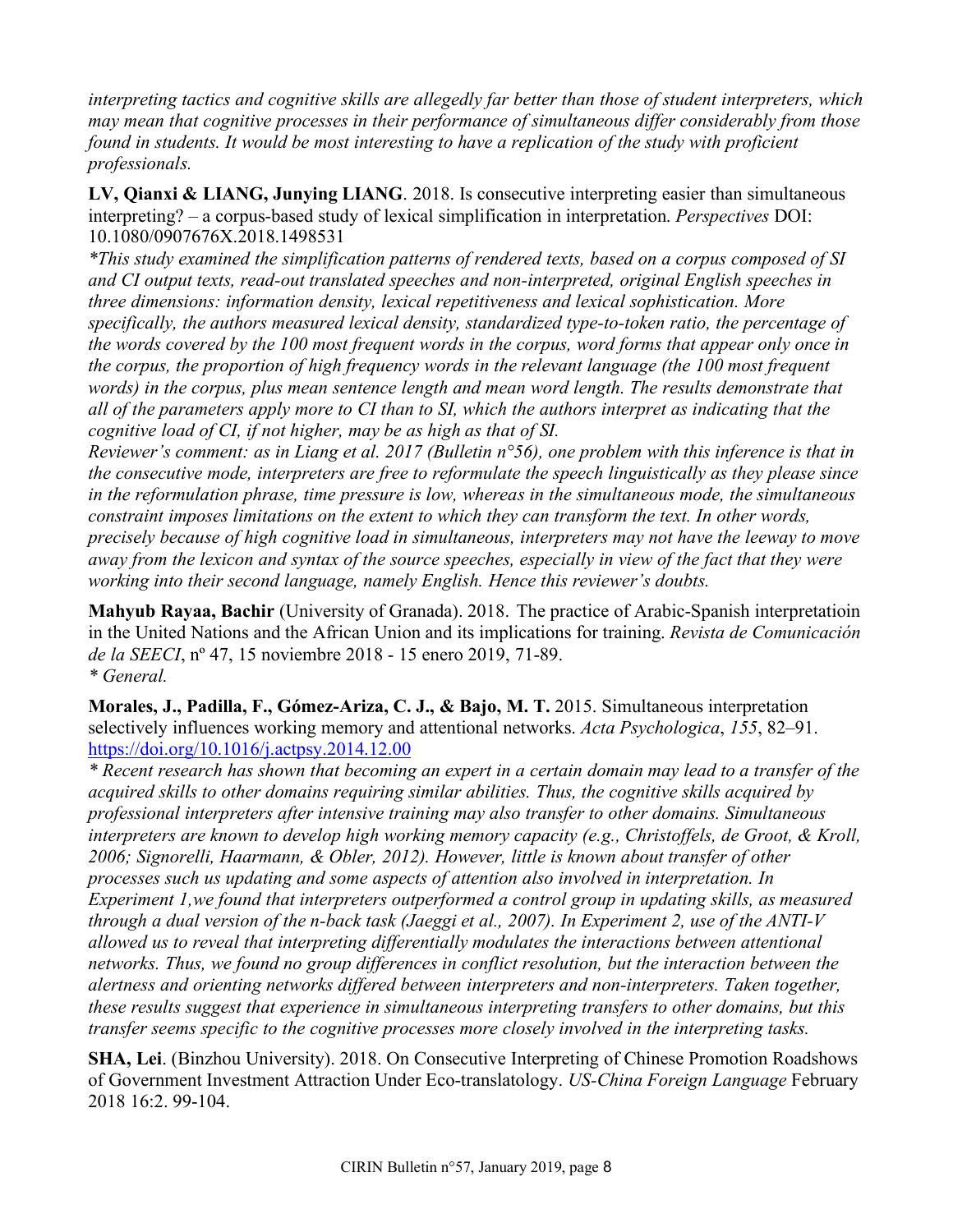*interpreting tactics and cognitive skills are allegedly far better than those of student interpreters, which may mean that cognitive processes in their performance of simultaneous differ considerably from those found in students. It would be most interesting to have a replication of the study with proficient professionals.*

**LV, Qianxi & LIANG, Junying LIANG**. 2018. Is consecutive interpreting easier than simultaneous interpreting? – a corpus-based study of lexical simplification in interpretation. *Perspectives* DOI: 10.1080/0907676X.2018.1498531

*\*This study examined the simplification patterns of rendered texts, based on a corpus composed of SI and CI output texts, read-out translated speeches and non-interpreted, original English speeches in three dimensions: information density, lexical repetitiveness and lexical sophistication. More specifically, the authors measured lexical density, standardized type-to-token ratio, the percentage of the words covered by the 100 most frequent words in the corpus, word forms that appear only once in the corpus, the proportion of high frequency words in the relevant language (the 100 most frequent words) in the corpus, plus mean sentence length and mean word length. The results demonstrate that all of the parameters apply more to CI than to SI, which the authors interpret as indicating that the cognitive load of CI, if not higher, may be as high as that of SI.*

*Reviewer's comment: as in Liang et al. 2017 (Bulletin n°56), one problem with this inference is that in the consecutive mode, interpreters are free to reformulate the speech linguistically as they please since in the reformulation phrase, time pressure is low, whereas in the simultaneous mode, the simultaneous constraint imposes limitations on the extent to which they can transform the text. In other words, precisely because of high cognitive load in simultaneous, interpreters may not have the leeway to move away from the lexicon and syntax of the source speeches, especially in view of the fact that they were working into their second language, namely English. Hence this reviewer's doubts.*

**Mahyub Rayaa, Bachir** (University of Granada). 2018. The practice of Arabic-Spanish interpretatioin in the United Nations and the African Union and its implications for training. *Revista de Comunicación de la SEECI*, nº 47, 15 noviembre 2018 - 15 enero 2019, 71-89.
*\* General.*

**Morales, J., Padilla, F., Gómez-Ariza, C. J., & Bajo, M. T.** 2015. Simultaneous interpretation selectively influences working memory and attentional networks. *Acta Psychologica*, *155*, 82–91. https://doi.org/10.1016/j.actpsy.2014.12.00

*\* Recent research has shown that becoming an expert in a certain domain may lead to a transfer of the acquired skills to other domains requiring similar abilities. Thus, the cognitive skills acquired by professional interpreters after intensive training may also transfer to other domains. Simultaneous interpreters are known to develop high working memory capacity (e.g., Christoffels, de Groot, & Kroll, 2006; Signorelli, Haarmann, & Obler, 2012). However, little is known about transfer of other processes such us updating and some aspects of attention also involved in interpretation. In Experiment 1,we found that interpreters outperformed a control group in updating skills, as measured through a dual version of the n-back task (Jaeggi et al., 2007). In Experiment 2, use of the ANTI-V allowed us to reveal that interpreting differentially modulates the interactions between attentional networks. Thus, we found no group differences in conflict resolution, but the interaction between the alertness and orienting networks differed between interpreters and non-interpreters. Taken together, these results suggest that experience in simultaneous interpreting transfers to other domains, but this transfer seems specific to the cognitive processes more closely involved in the interpreting tasks.*

**SHA, Lei**. (Binzhou University). 2018. On Consecutive Interpreting of Chinese Promotion Roadshows of Government Investment Attraction Under Eco-translatology. *US-China Foreign Language* February 2018 16:2. 99-104.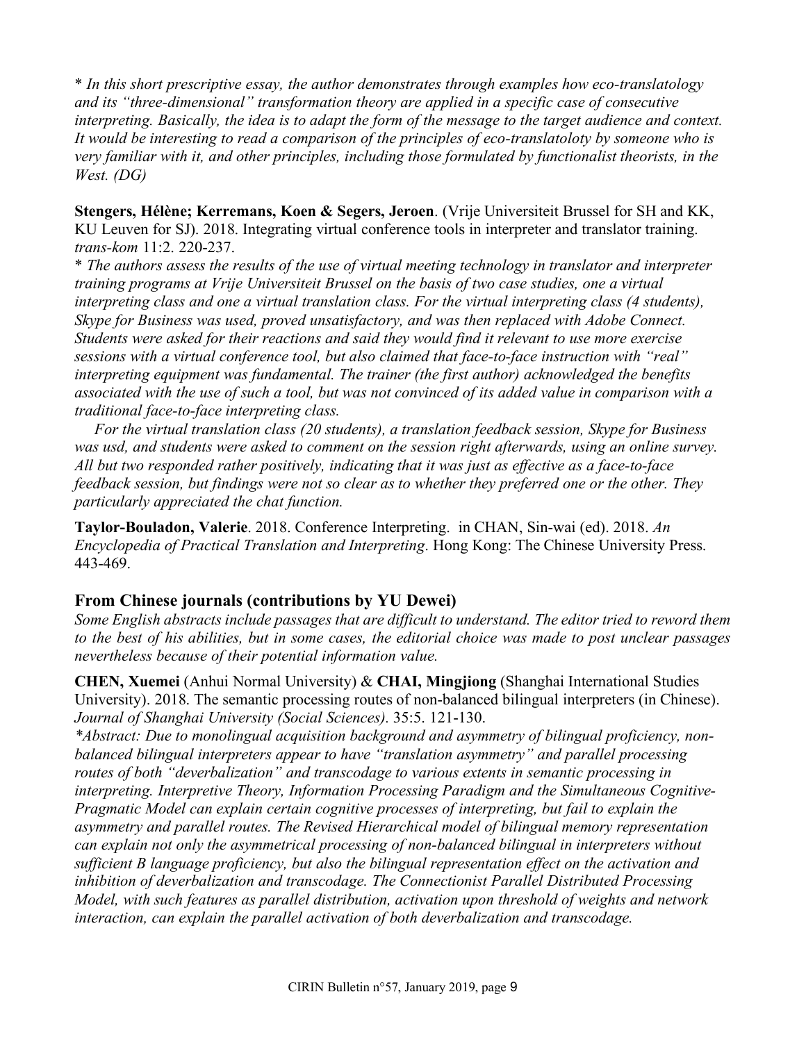* *In this short prescriptive essay, the author demonstrates through examples how eco-translatology and its "three-dimensional" transformation theory are applied in a specific case of consecutive interpreting. Basically, the idea is to adapt the form of the message to the target audience and context. It would be interesting to read a comparison of the principles of eco-translatoloty by someone who is very familiar with it, and other principles, including those formulated by functionalist theorists, in the West. (DG)*

**Stengers, Hélène; Kerremans, Koen & Segers, Jeroen**. (Vrije Universiteit Brussel for SH and KK, KU Leuven for SJ). 2018. Integrating virtual conference tools in interpreter and translator training. *trans-kom* 11:2. 220-237.

* *The authors assess the results of the use of virtual meeting technology in translator and interpreter training programs at Vrije Universiteit Brussel on the basis of two case studies, one a virtual interpreting class and one a virtual translation class. For the virtual interpreting class (4 students), Skype for Business was used, proved unsatisfactory, and was then replaced with Adobe Connect. Students were asked for their reactions and said they would find it relevant to use more exercise sessions with a virtual conference tool, but also claimed that face-to-face instruction with "real" interpreting equipment was fundamental. The trainer (the first author) acknowledged the benefits associated with the use of such a tool, but was not convinced of its added value in comparison with a traditional face-to-face interpreting class.*

*For the virtual translation class (20 students), a translation feedback session, Skype for Business was usd, and students were asked to comment on the session right afterwards, using an online survey. All but two responded rather positively, indicating that it was just as effective as a face-to-face feedback session, but findings were not so clear as to whether they preferred one or the other. They particularly appreciated the chat function.*

**Taylor-Bouladon, Valerie**. 2018. Conference Interpreting. in CHAN, Sin-wai (ed). 2018. *An Encyclopedia of Practical Translation and Interpreting*. Hong Kong: The Chinese University Press. 443-469.

## From Chinese journals (contributions by YU Dewei)

*Some English abstracts include passages that are difficult to understand. The editor tried to reword them to the best of his abilities, but in some cases, the editorial choice was made to post unclear passages nevertheless because of their potential information value.*

**CHEN, Xuemei** (Anhui Normal University) & **CHAI, Mingjiong** (Shanghai International Studies University). 2018. The semantic processing routes of non-balanced bilingual interpreters (in Chinese). *Journal of Shanghai University (Social Sciences)*. 35:5. 121-130.

**Abstract: Due to monolingual acquisition background and asymmetry of bilingual proficiency, non-balanced bilingual interpreters appear to have "translation asymmetry" and parallel processing routes of both "deverbalization" and transcodage to various extents in semantic processing in interpreting. Interpretive Theory, Information Processing Paradigm and the Simultaneous Cognitive-Pragmatic Model can explain certain cognitive processes of interpreting, but fail to explain the asymmetry and parallel routes. The Revised Hierarchical model of bilingual memory representation can explain not only the asymmetrical processing of non-balanced bilingual in interpreters without sufficient B language proficiency, but also the bilingual representation effect on the activation and inhibition of deverbalization and transcodage. The Connectionist Parallel Distributed Processing Model, with such features as parallel distribution, activation upon threshold of weights and network interaction, can explain the parallel activation of both deverbalization and transcodage.*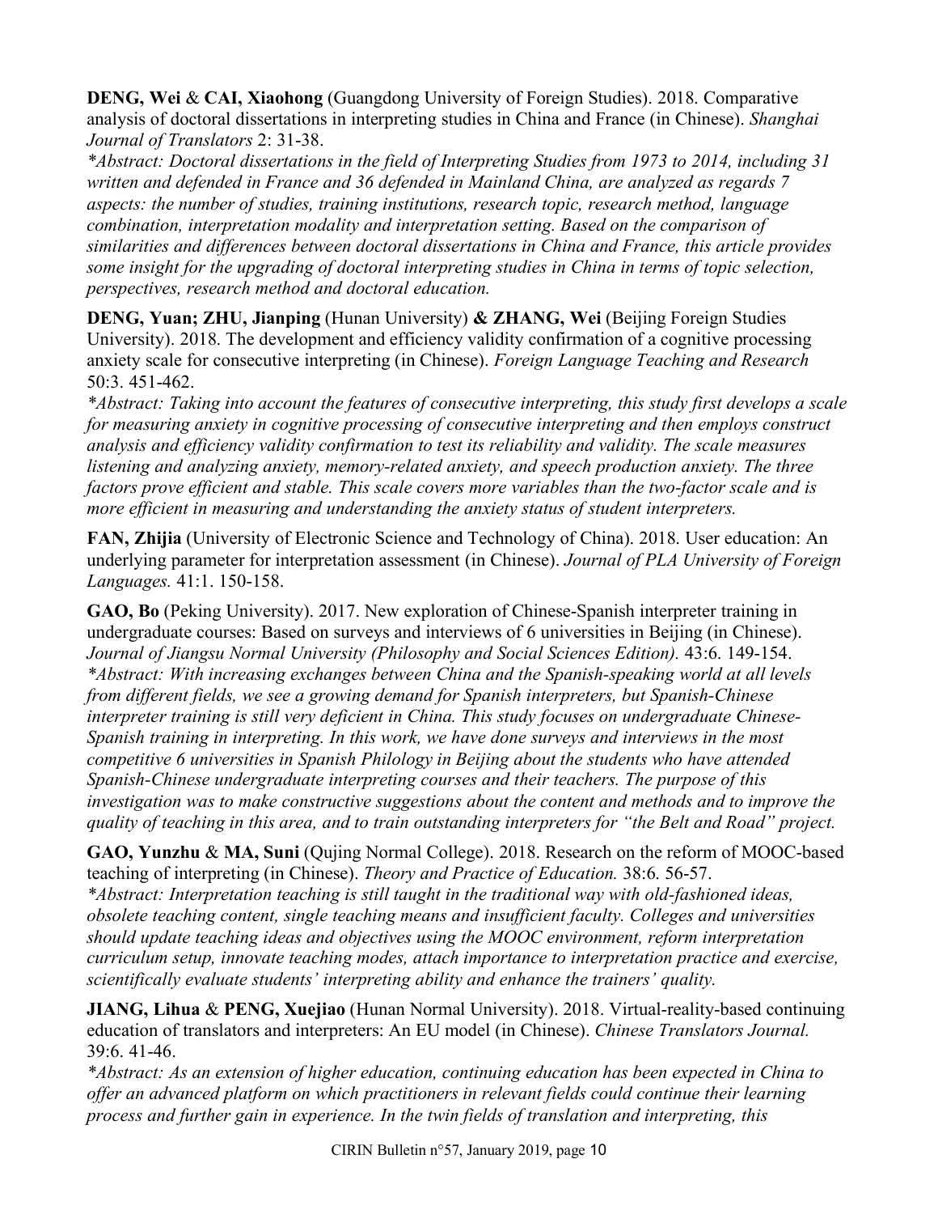**DENG, Wei** & **CAI, Xiaohong** (Guangdong University of Foreign Studies). 2018. Comparative analysis of doctoral dissertations in interpreting studies in China and France (in Chinese). *Shanghai Journal of Translators* 2: 31-38.
*\*Abstract: Doctoral dissertations in the field of Interpreting Studies from 1973 to 2014, including 31 written and defended in France and 36 defended in Mainland China, are analyzed as regards 7 aspects: the number of studies, training institutions, research topic, research method, language combination, interpretation modality and interpretation setting. Based on the comparison of similarities and differences between doctoral dissertations in China and France, this article provides some insight for the upgrading of doctoral interpreting studies in China in terms of topic selection, perspectives, research method and doctoral education.*

**DENG, Yuan; ZHU, Jianping** (Hunan University) **& ZHANG, Wei** (Beijing Foreign Studies University). 2018. The development and efficiency validity confirmation of a cognitive processing anxiety scale for consecutive interpreting (in Chinese). *Foreign Language Teaching and Research* 50:3. 451-462.
*\*Abstract: Taking into account the features of consecutive interpreting, this study first develops a scale for measuring anxiety in cognitive processing of consecutive interpreting and then employs construct analysis and efficiency validity confirmation to test its reliability and validity. The scale measures listening and analyzing anxiety, memory-related anxiety, and speech production anxiety. The three factors prove efficient and stable. This scale covers more variables than the two-factor scale and is more efficient in measuring and understanding the anxiety status of student interpreters.*

**FAN, Zhijia** (University of Electronic Science and Technology of China). 2018. User education: An underlying parameter for interpretation assessment (in Chinese). *Journal of PLA University of Foreign Languages.* 41:1. 150-158.

**GAO, Bo** (Peking University). 2017. New exploration of Chinese-Spanish interpreter training in undergraduate courses: Based on surveys and interviews of 6 universities in Beijing (in Chinese). *Journal of Jiangsu Normal University (Philosophy and Social Sciences Edition).* 43:6. 149-154.
*\*Abstract: With increasing exchanges between China and the Spanish-speaking world at all levels from different fields, we see a growing demand for Spanish interpreters, but Spanish-Chinese interpreter training is still very deficient in China. This study focuses on undergraduate Chinese-Spanish training in interpreting. In this work, we have done surveys and interviews in the most competitive 6 universities in Spanish Philology in Beijing about the students who have attended Spanish-Chinese undergraduate interpreting courses and their teachers. The purpose of this investigation was to make constructive suggestions about the content and methods and to improve the quality of teaching in this area, and to train outstanding interpreters for "the Belt and Road" project.*

**GAO, Yunzhu** & **MA, Suni** (Qujing Normal College). 2018. Research on the reform of MOOC-based teaching of interpreting (in Chinese). *Theory and Practice of Education.* 38:6. 56-57.
*\*Abstract: Interpretation teaching is still taught in the traditional way with old-fashioned ideas, obsolete teaching content, single teaching means and insufficient faculty. Colleges and universities should update teaching ideas and objectives using the MOOC environment, reform interpretation curriculum setup, innovate teaching modes, attach importance to interpretation practice and exercise, scientifically evaluate students' interpreting ability and enhance the trainers' quality.*

**JIANG, Lihua** & **PENG, Xuejiao** (Hunan Normal University). 2018. Virtual-reality-based continuing education of translators and interpreters: An EU model (in Chinese). *Chinese Translators Journal.* 39:6. 41-46.
*\*Abstract: As an extension of higher education, continuing education has been expected in China to offer an advanced platform on which practitioners in relevant fields could continue their learning process and further gain in experience. In the twin fields of translation and interpreting, this*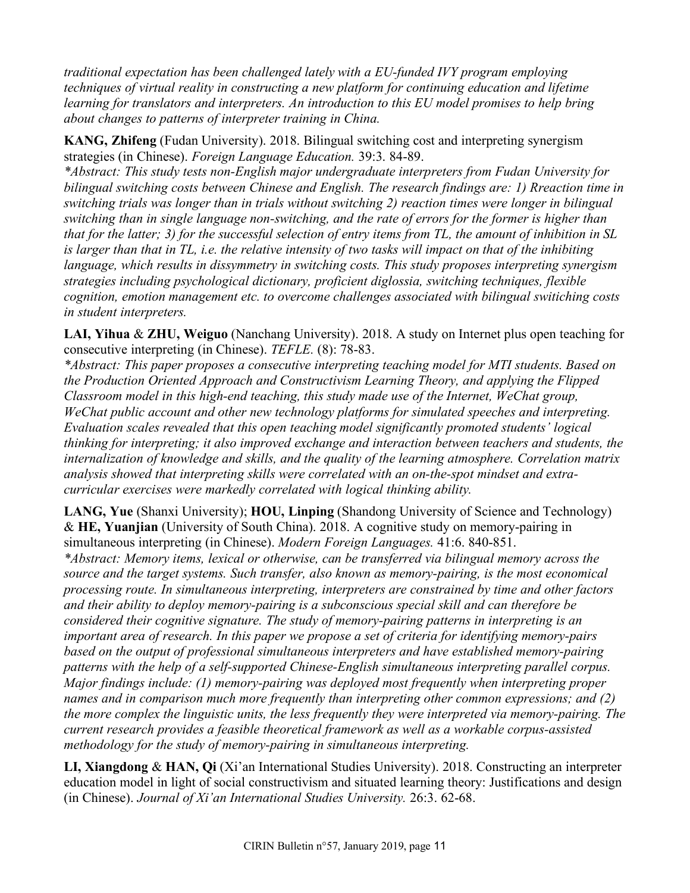*traditional expectation has been challenged lately with a EU-funded IVY program employing techniques of virtual reality in constructing a new platform for continuing education and lifetime learning for translators and interpreters. An introduction to this EU model promises to help bring about changes to patterns of interpreter training in China.*

**KANG, Zhifeng** (Fudan University). 2018. Bilingual switching cost and interpreting synergism strategies (in Chinese). *Foreign Language Education.* 39:3. 84-89.
*\*Abstract: This study tests non-English major undergraduate interpreters from Fudan University for bilingual switching costs between Chinese and English. The research findings are: 1) Rreaction time in switching trials was longer than in trials without switching 2) reaction times were longer in bilingual switching than in single language non-switching, and the rate of errors for the former is higher than that for the latter; 3) for the successful selection of entry items from TL, the amount of inhibition in SL is larger than that in TL, i.e. the relative intensity of two tasks will impact on that of the inhibiting language, which results in dissymmetry in switching costs. This study proposes interpreting synergism strategies including psychological dictionary, proficient diglossia, switching techniques, flexible cognition, emotion management etc. to overcome challenges associated with bilingual switiching costs in student interpreters.*

**LAI, Yihua** & **ZHU, Weiguo** (Nanchang University). 2018. A study on Internet plus open teaching for consecutive interpreting (in Chinese). *TEFLE.* (8): 78-83.
*\*Abstract: This paper proposes a consecutive interpreting teaching model for MTI students. Based on the Production Oriented Approach and Constructivism Learning Theory, and applying the Flipped Classroom model in this high-end teaching, this study made use of the Internet, WeChat group, WeChat public account and other new technology platforms for simulated speeches and interpreting. Evaluation scales revealed that this open teaching model significantly promoted students' logical thinking for interpreting; it also improved exchange and interaction between teachers and students, the internalization of knowledge and skills, and the quality of the learning atmosphere. Correlation matrix analysis showed that interpreting skills were correlated with an on-the-spot mindset and extra-curricular exercises were markedly correlated with logical thinking ability.*

**LANG, Yue** (Shanxi University); **HOU, Linping** (Shandong University of Science and Technology) & **HE, Yuanjian** (University of South China). 2018. A cognitive study on memory-pairing in simultaneous interpreting (in Chinese). *Modern Foreign Languages.* 41:6. 840-851.
*\*Abstract: Memory items, lexical or otherwise, can be transferred via bilingual memory across the source and the target systems. Such transfer, also known as memory-pairing, is the most economical processing route. In simultaneous interpreting, interpreters are constrained by time and other factors and their ability to deploy memory-pairing is a subconscious special skill and can therefore be considered their cognitive signature. The study of memory-pairing patterns in interpreting is an important area of research. In this paper we propose a set of criteria for identifying memory-pairs based on the output of professional simultaneous interpreters and have established memory-pairing patterns with the help of a self-supported Chinese-English simultaneous interpreting parallel corpus. Major findings include: (1) memory-pairing was deployed most frequently when interpreting proper names and in comparison much more frequently than interpreting other common expressions; and (2) the more complex the linguistic units, the less frequently they were interpreted via memory-pairing. The current research provides a feasible theoretical framework as well as a workable corpus-assisted methodology for the study of memory-pairing in simultaneous interpreting.*

**LI, Xiangdong** & **HAN, Qi** (Xi'an International Studies University). 2018. Constructing an interpreter education model in light of social constructivism and situated learning theory: Justifications and design (in Chinese). *Journal of Xi'an International Studies University.* 26:3. 62-68.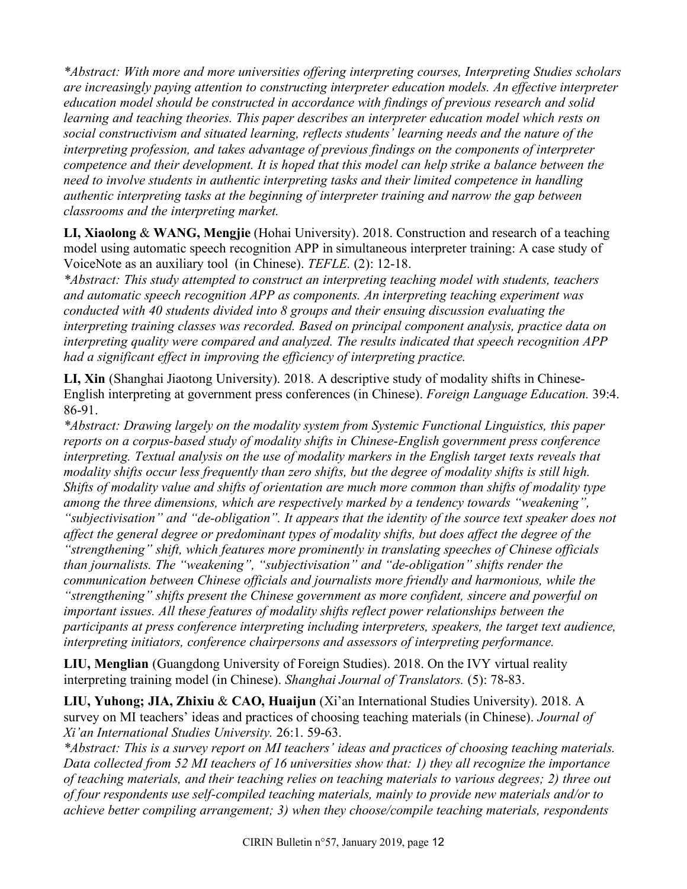*\*Abstract: With more and more universities offering interpreting courses, Interpreting Studies scholars are increasingly paying attention to constructing interpreter education models. An effective interpreter education model should be constructed in accordance with findings of previous research and solid learning and teaching theories. This paper describes an interpreter education model which rests on social constructivism and situated learning, reflects students' learning needs and the nature of the interpreting profession, and takes advantage of previous findings on the components of interpreter competence and their development. It is hoped that this model can help strike a balance between the need to involve students in authentic interpreting tasks and their limited competence in handling authentic interpreting tasks at the beginning of interpreter training and narrow the gap between classrooms and the interpreting market.*

**LI, Xiaolong** & **WANG, Mengjie** (Hohai University). 2018. Construction and research of a teaching model using automatic speech recognition APP in simultaneous interpreter training: A case study of VoiceNote as an auxiliary tool (in Chinese). *TEFLE.* (2): 12-18.
*\*Abstract: This study attempted to construct an interpreting teaching model with students, teachers and automatic speech recognition APP as components. An interpreting teaching experiment was conducted with 40 students divided into 8 groups and their ensuing discussion evaluating the interpreting training classes was recorded. Based on principal component analysis, practice data on interpreting quality were compared and analyzed. The results indicated that speech recognition APP had a significant effect in improving the efficiency of interpreting practice.*

**LI, Xin** (Shanghai Jiaotong University). 2018. A descriptive study of modality shifts in Chinese-English interpreting at government press conferences (in Chinese). *Foreign Language Education.* 39:4. 86-91.
*\*Abstract: Drawing largely on the modality system from Systemic Functional Linguistics, this paper reports on a corpus-based study of modality shifts in Chinese-English government press conference interpreting. Textual analysis on the use of modality markers in the English target texts reveals that modality shifts occur less frequently than zero shifts, but the degree of modality shifts is still high. Shifts of modality value and shifts of orientation are much more common than shifts of modality type among the three dimensions, which are respectively marked by a tendency towards "weakening", "subjectivisation" and "de-obligation". It appears that the identity of the source text speaker does not affect the general degree or predominant types of modality shifts, but does affect the degree of the "strengthening" shift, which features more prominently in translating speeches of Chinese officials than journalists. The "weakening", "subjectivisation" and "de-obligation" shifts render the communication between Chinese officials and journalists more friendly and harmonious, while the "strengthening" shifts present the Chinese government as more confident, sincere and powerful on important issues. All these features of modality shifts reflect power relationships between the participants at press conference interpreting including interpreters, speakers, the target text audience, interpreting initiators, conference chairpersons and assessors of interpreting performance.*

**LIU, Menglian** (Guangdong University of Foreign Studies). 2018. On the IVY virtual reality interpreting training model (in Chinese). *Shanghai Journal of Translators.* (5): 78-83.

**LIU, Yuhong; JIA, Zhixiu** & **CAO, Huaijun** (Xi'an International Studies University). 2018. A survey on MI teachers' ideas and practices of choosing teaching materials (in Chinese). *Journal of Xi'an International Studies University.* 26:1. 59-63.
*\*Abstract: This is a survey report on MI teachers' ideas and practices of choosing teaching materials. Data collected from 52 MI teachers of 16 universities show that: 1) they all recognize the importance of teaching materials, and their teaching relies on teaching materials to various degrees; 2) three out of four respondents use self-compiled teaching materials, mainly to provide new materials and/or to achieve better compiling arrangement; 3) when they choose/compile teaching materials, respondents*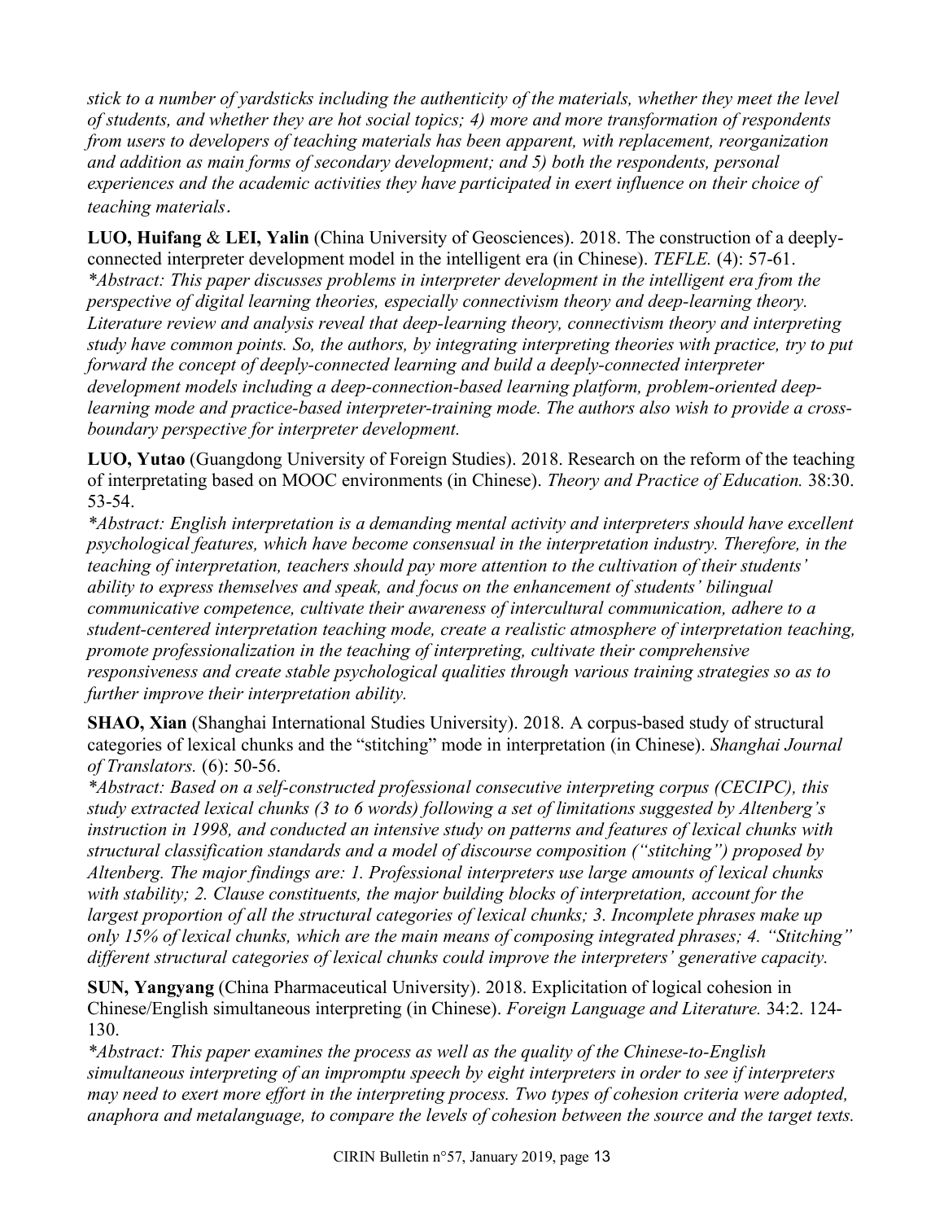*stick to a number of yardsticks including the authenticity of the materials, whether they meet the level of students, and whether they are hot social topics; 4) more and more transformation of respondents from users to developers of teaching materials has been apparent, with replacement, reorganization and addition as main forms of secondary development; and 5) both the respondents, personal experiences and the academic activities they have participated in exert influence on their choice of teaching materials*.

**LUO, Huifang** & **LEI, Yalin** (China University of Geosciences). 2018. The construction of a deeply-connected interpreter development model in the intelligent era (in Chinese). *TEFLE.* (4): 57-61.
*\*Abstract: This paper discusses problems in interpreter development in the intelligent era from the perspective of digital learning theories, especially connectivism theory and deep-learning theory. Literature review and analysis reveal that deep-learning theory, connectivism theory and interpreting study have common points. So, the authors, by integrating interpreting theories with practice, try to put forward the concept of deeply-connected learning and build a deeply-connected interpreter development models including a deep-connection-based learning platform, problem-oriented deep-learning mode and practice-based interpreter-training mode. The authors also wish to provide a cross-boundary perspective for interpreter development.*

**LUO, Yutao** (Guangdong University of Foreign Studies). 2018. Research on the reform of the teaching of interpretating based on MOOC environments (in Chinese). *Theory and Practice of Education.* 38:30. 53-54.
*\*Abstract: English interpretation is a demanding mental activity and interpreters should have excellent psychological features, which have become consensual in the interpretation industry. Therefore, in the teaching of interpretation, teachers should pay more attention to the cultivation of their students' ability to express themselves and speak, and focus on the enhancement of students' bilingual communicative competence, cultivate their awareness of intercultural communication, adhere to a student-centered interpretation teaching mode, create a realistic atmosphere of interpretation teaching, promote professionalization in the teaching of interpreting, cultivate their comprehensive responsiveness and create stable psychological qualities through various training strategies so as to further improve their interpretation ability.*

**SHAO, Xian** (Shanghai International Studies University). 2018. A corpus-based study of structural categories of lexical chunks and the "stitching" mode in interpretation (in Chinese). *Shanghai Journal of Translators.* (6): 50-56.
*\*Abstract: Based on a self-constructed professional consecutive interpreting corpus (CECIPC), this study extracted lexical chunks (3 to 6 words) following a set of limitations suggested by Altenberg's instruction in 1998, and conducted an intensive study on patterns and features of lexical chunks with structural classification standards and a model of discourse composition ("stitching") proposed by Altenberg. The major findings are: 1. Professional interpreters use large amounts of lexical chunks with stability; 2. Clause constituents, the major building blocks of interpretation, account for the largest proportion of all the structural categories of lexical chunks; 3. Incomplete phrases make up only 15% of lexical chunks, which are the main means of composing integrated phrases; 4. "Stitching" different structural categories of lexical chunks could improve the interpreters' generative capacity.*

**SUN, Yangyang** (China Pharmaceutical University). 2018. Explicitation of logical cohesion in Chinese/English simultaneous interpreting (in Chinese). *Foreign Language and Literature.* 34:2. 124-130.
*\*Abstract: This paper examines the process as well as the quality of the Chinese-to-English simultaneous interpreting of an impromptu speech by eight interpreters in order to see if interpreters may need to exert more effort in the interpreting process. Two types of cohesion criteria were adopted, anaphora and metalanguage, to compare the levels of cohesion between the source and the target texts.*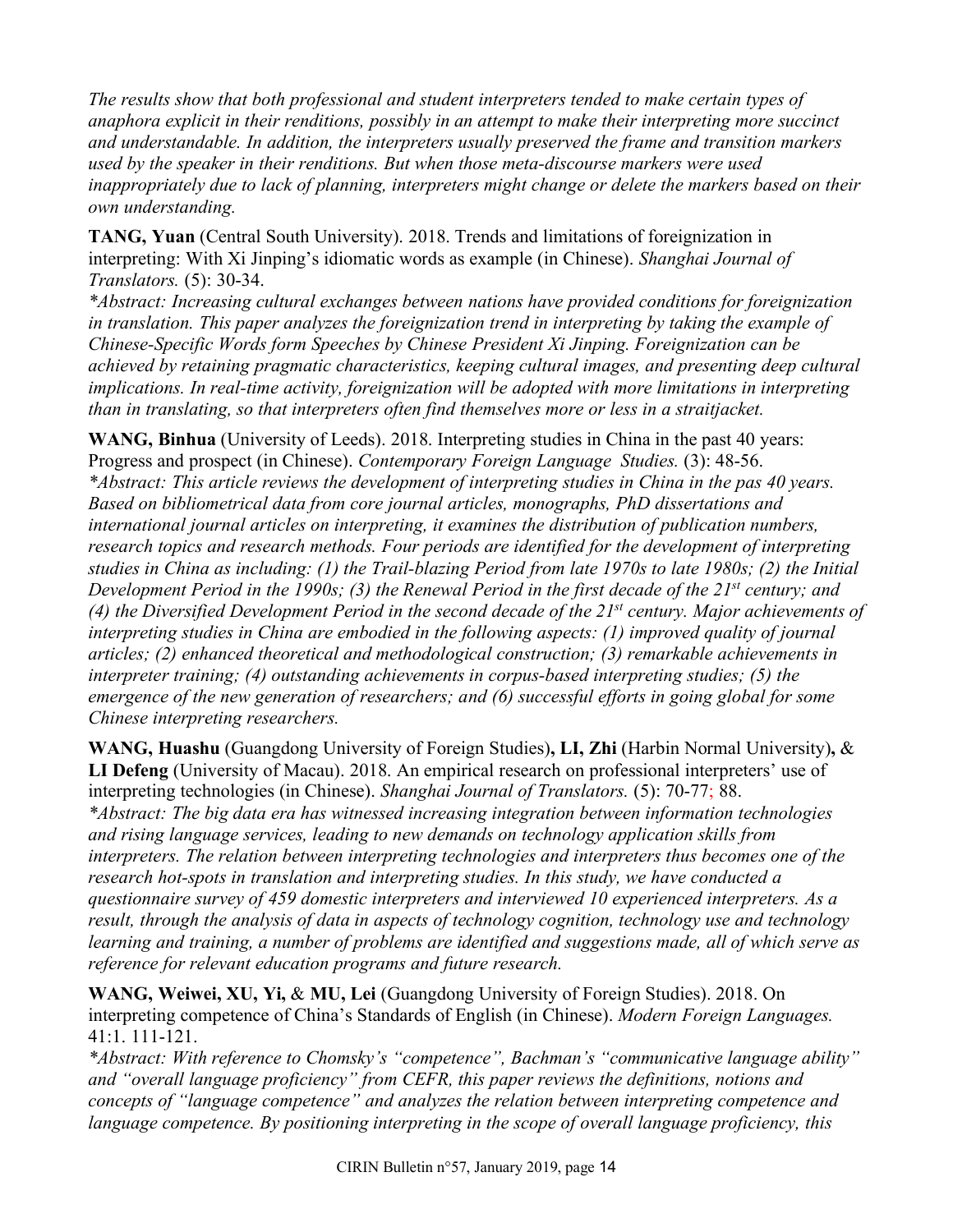*The results show that both professional and student interpreters tended to make certain types of anaphora explicit in their renditions, possibly in an attempt to make their interpreting more succinct and understandable. In addition, the interpreters usually preserved the frame and transition markers used by the speaker in their renditions. But when those meta-discourse markers were used inappropriately due to lack of planning, interpreters might change or delete the markers based on their own understanding.*

**TANG, Yuan** (Central South University). 2018. Trends and limitations of foreignization in interpreting: With Xi Jinping's idiomatic words as example (in Chinese). *Shanghai Journal of Translators.* (5): 30-34.
*\*Abstract: Increasing cultural exchanges between nations have provided conditions for foreignization in translation. This paper analyzes the foreignization trend in interpreting by taking the example of Chinese-Specific Words form Speeches by Chinese President Xi Jinping. Foreignization can be achieved by retaining pragmatic characteristics, keeping cultural images, and presenting deep cultural implications. In real-time activity, foreignization will be adopted with more limitations in interpreting than in translating, so that interpreters often find themselves more or less in a straitjacket.*

**WANG, Binhua** (University of Leeds). 2018. Interpreting studies in China in the past 40 years: Progress and prospect (in Chinese). *Contemporary Foreign Language Studies.* (3): 48-56.
*\*Abstract: This article reviews the development of interpreting studies in China in the pas 40 years. Based on bibliometrical data from core journal articles, monographs, PhD dissertations and international journal articles on interpreting, it examines the distribution of publication numbers, research topics and research methods. Four periods are identified for the development of interpreting studies in China as including: (1) the Trail-blazing Period from late 1970s to late 1980s; (2) the Initial Development Period in the 1990s; (3) the Renewal Period in the first decade of the 21st century; and (4) the Diversified Development Period in the second decade of the 21st century. Major achievements of interpreting studies in China are embodied in the following aspects: (1) improved quality of journal articles; (2) enhanced theoretical and methodological construction; (3) remarkable achievements in interpreter training; (4) outstanding achievements in corpus-based interpreting studies; (5) the emergence of the new generation of researchers; and (6) successful efforts in going global for some Chinese interpreting researchers.*

**WANG, Huashu** (Guangdong University of Foreign Studies)**, LI, Zhi** (Harbin Normal University)**,** & **LI Defeng** (University of Macau). 2018. An empirical research on professional interpreters' use of interpreting technologies (in Chinese). *Shanghai Journal of Translators.* (5): 70-77; 88.
*\*Abstract: The big data era has witnessed increasing integration between information technologies and rising language services, leading to new demands on technology application skills from interpreters. The relation between interpreting technologies and interpreters thus becomes one of the research hot-spots in translation and interpreting studies. In this study, we have conducted a questionnaire survey of 459 domestic interpreters and interviewed 10 experienced interpreters. As a result, through the analysis of data in aspects of technology cognition, technology use and technology learning and training, a number of problems are identified and suggestions made, all of which serve as reference for relevant education programs and future research.*

**WANG, Weiwei, XU, Yi,** & **MU, Lei** (Guangdong University of Foreign Studies). 2018. On interpreting competence of China's Standards of English (in Chinese). *Modern Foreign Languages.* 41:1. 111-121.
*\*Abstract: With reference to Chomsky's "competence", Bachman's "communicative language ability" and "overall language proficiency" from CEFR, this paper reviews the definitions, notions and concepts of "language competence" and analyzes the relation between interpreting competence and language competence. By positioning interpreting in the scope of overall language proficiency, this*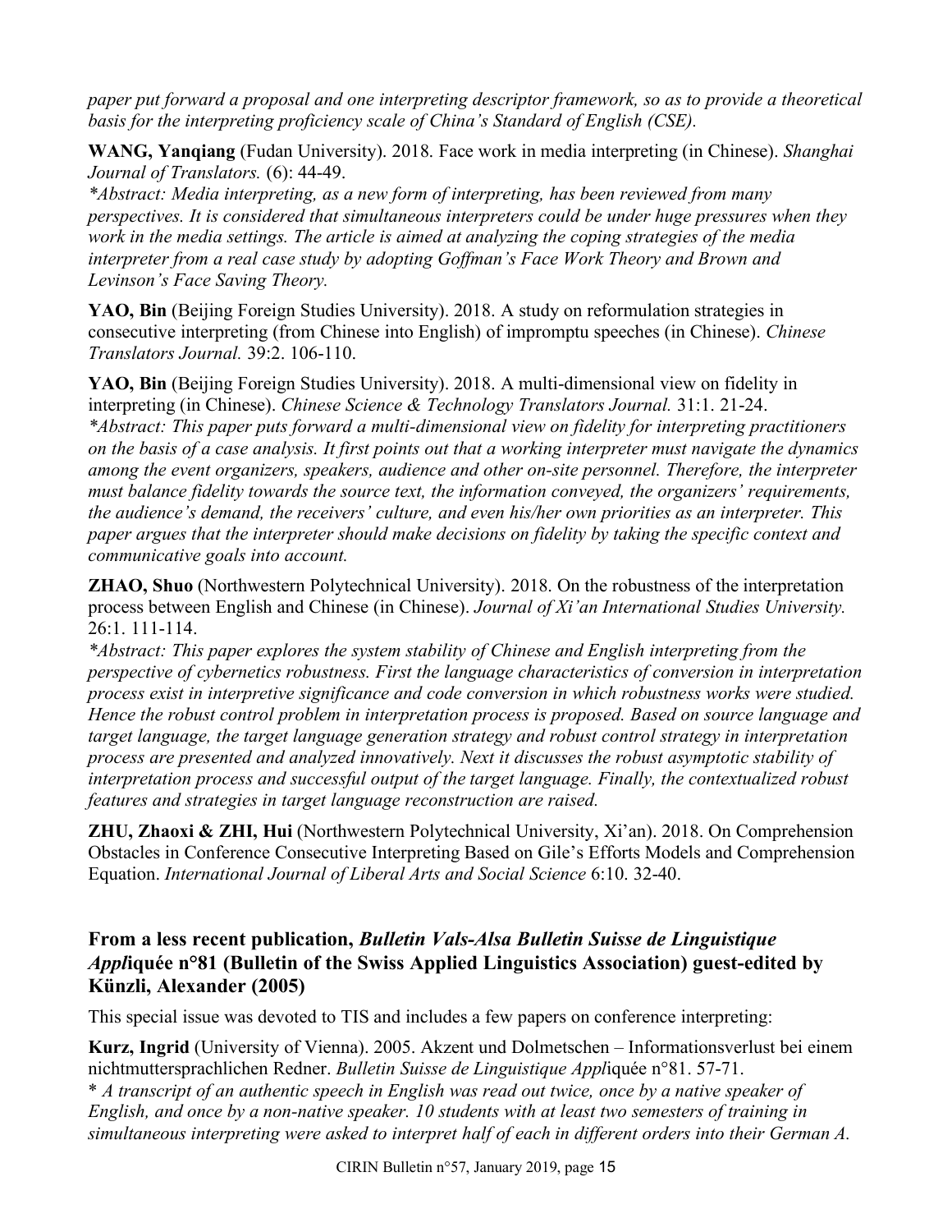*paper put forward a proposal and one interpreting descriptor framework, so as to provide a theoretical basis for the interpreting proficiency scale of China's Standard of English (CSE).*

**WANG, Yanqiang** (Fudan University). 2018. Face work in media interpreting (in Chinese). *Shanghai Journal of Translators.* (6): 44-49.
*\*Abstract: Media interpreting, as a new form of interpreting, has been reviewed from many perspectives. It is considered that simultaneous interpreters could be under huge pressures when they work in the media settings. The article is aimed at analyzing the coping strategies of the media interpreter from a real case study by adopting Goffman's Face Work Theory and Brown and Levinson's Face Saving Theory.*

**YAO, Bin** (Beijing Foreign Studies University). 2018. A study on reformulation strategies in consecutive interpreting (from Chinese into English) of impromptu speeches (in Chinese). *Chinese Translators Journal.* 39:2. 106-110.

**YAO, Bin** (Beijing Foreign Studies University). 2018. A multi-dimensional view on fidelity in interpreting (in Chinese). *Chinese Science & Technology Translators Journal.* 31:1. 21-24.
*\*Abstract: This paper puts forward a multi-dimensional view on fidelity for interpreting practitioners on the basis of a case analysis. It first points out that a working interpreter must navigate the dynamics among the event organizers, speakers, audience and other on-site personnel. Therefore, the interpreter must balance fidelity towards the source text, the information conveyed, the organizers' requirements, the audience's demand, the receivers' culture, and even his/her own priorities as an interpreter. This paper argues that the interpreter should make decisions on fidelity by taking the specific context and communicative goals into account.*

**ZHAO, Shuo** (Northwestern Polytechnical University). 2018. On the robustness of the interpretation process between English and Chinese (in Chinese). *Journal of Xi'an International Studies University.* 26:1. 111-114.
*\*Abstract: This paper explores the system stability of Chinese and English interpreting from the perspective of cybernetics robustness. First the language characteristics of conversion in interpretation process exist in interpretive significance and code conversion in which robustness works were studied. Hence the robust control problem in interpretation process is proposed. Based on source language and target language, the target language generation strategy and robust control strategy in interpretation process are presented and analyzed innovatively. Next it discusses the robust asymptotic stability of interpretation process and successful output of the target language. Finally, the contextualized robust features and strategies in target language reconstruction are raised.*

**ZHU, Zhaoxi & ZHI, Hui** (Northwestern Polytechnical University, Xi'an). 2018. On Comprehension Obstacles in Conference Consecutive Interpreting Based on Gile's Efforts Models and Comprehension Equation. *International Journal of Liberal Arts and Social Science* 6:10. 32-40.

### From a less recent publication, *Bulletin Vals-Alsa Bulletin Suisse de Linguistique Appl*iquée n°81 (Bulletin of the Swiss Applied Linguistics Association) guest-edited by Künzli, Alexander (2005)

This special issue was devoted to TIS and includes a few papers on conference interpreting:

**Kurz, Ingrid** (University of Vienna). 2005. Akzent und Dolmetschen – Informationsverlust bei einem nichtmuttersprachlichen Redner. *Bulletin Suisse de Linguistique Appl*iquée n°81. 57-71.
\* *A transcript of an authentic speech in English was read out twice, once by a native speaker of English, and once by a non-native speaker. 10 students with at least two semesters of training in simultaneous interpreting were asked to interpret half of each in different orders into their German A.*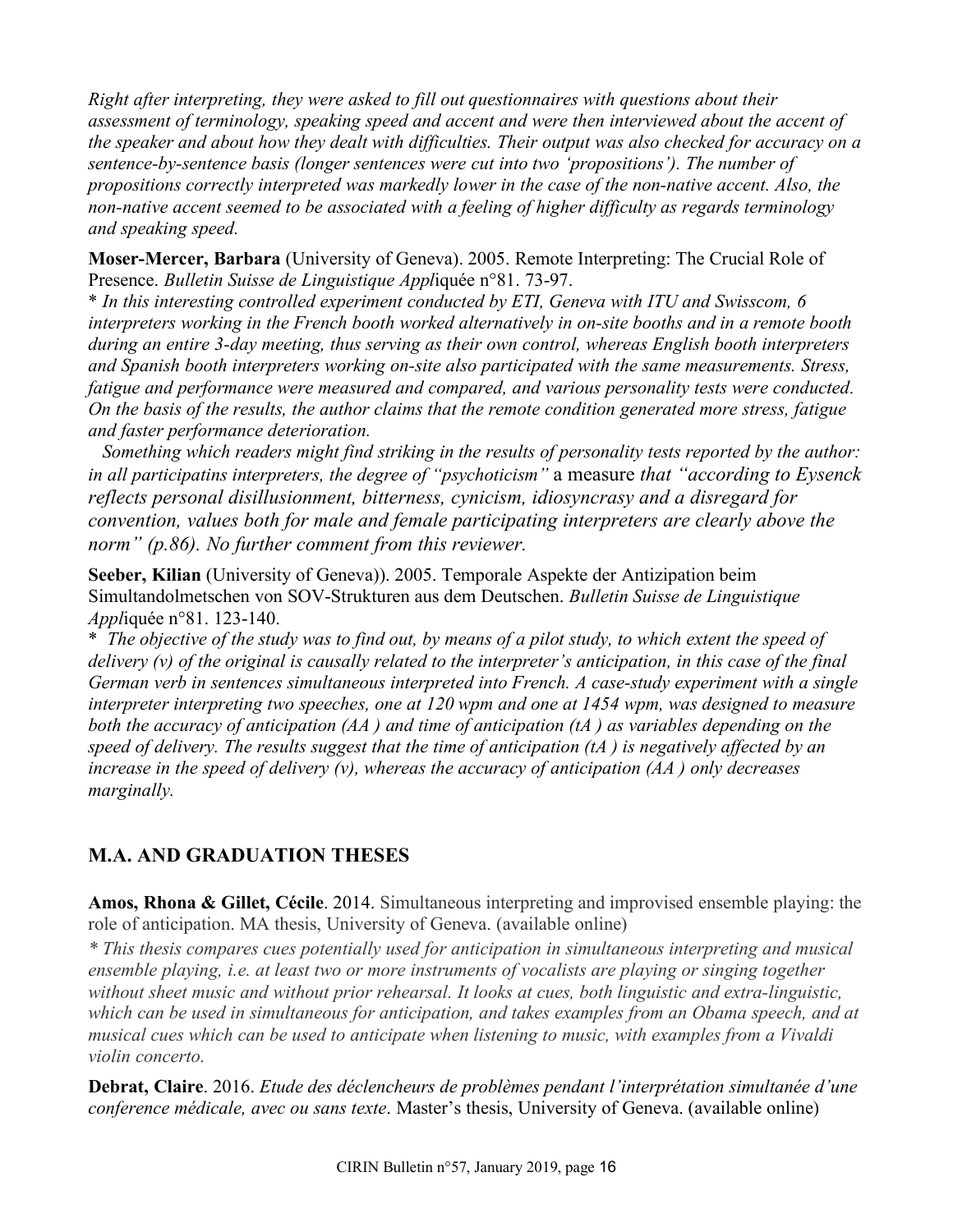*Right after interpreting, they were asked to fill out questionnaires with questions about their assessment of terminology, speaking speed and accent and were then interviewed about the accent of the speaker and about how they dealt with difficulties. Their output was also checked for accuracy on a sentence-by-sentence basis (longer sentences were cut into two 'propositions'). The number of propositions correctly interpreted was markedly lower in the case of the non-native accent. Also, the non-native accent seemed to be associated with a feeling of higher difficulty as regards terminology and speaking speed.*

**Moser-Mercer, Barbara** (University of Geneva). 2005. Remote Interpreting: The Crucial Role of Presence. *Bulletin Suisse de Linguistique Appl*iquée n°81. 73-97.

\* *In this interesting controlled experiment conducted by ETI, Geneva with ITU and Swisscom, 6 interpreters working in the French booth worked alternatively in on-site booths and in a remote booth during an entire 3-day meeting, thus serving as their own control, whereas English booth interpreters and Spanish booth interpreters working on-site also participated with the same measurements. Stress, fatigue and performance were measured and compared, and various personality tests were conducted. On the basis of the results, the author claims that the remote condition generated more stress, fatigue and faster performance deterioration.*

*Something which readers might find striking in the results of personality tests reported by the author: in all participatins interpreters, the degree of "psychoticism"* a measure *that "according to Eysenck reflects personal disillusionment, bitterness, cynicism, idiosyncrasy and a disregard for convention, values both for male and female participating interpreters are clearly above the norm" (p.86). No further comment from this reviewer.*

**Seeber, Kilian** (University of Geneva)). 2005. Temporale Aspekte der Antizipation beim Simultandolmetschen von SOV-Strukturen aus dem Deutschen. *Bulletin Suisse de Linguistique Appl*iquée n°81. 123-140.

\* *The objective of the study was to find out, by means of a pilot study, to which extent the speed of delivery (v) of the original is causally related to the interpreter's anticipation, in this case of the final German verb in sentences simultaneous interpreted into French. A case-study experiment with a single interpreter interpreting two speeches, one at 120 wpm and one at 1454 wpm, was designed to measure both the accuracy of anticipation (AA ) and time of anticipation (tA ) as variables depending on the speed of delivery. The results suggest that the time of anticipation (tA ) is negatively affected by an increase in the speed of delivery (v), whereas the accuracy of anticipation (AA ) only decreases marginally.*

## M.A. AND GRADUATION THESES

**Amos, Rhona & Gillet, Cécile**. 2014. Simultaneous interpreting and improvised ensemble playing: the role of anticipation. MA thesis, University of Geneva. (available online)

*\* This thesis compares cues potentially used for anticipation in simultaneous interpreting and musical ensemble playing, i.e. at least two or more instruments of vocalists are playing or singing together without sheet music and without prior rehearsal. It looks at cues, both linguistic and extra-linguistic, which can be used in simultaneous for anticipation, and takes examples from an Obama speech, and at musical cues which can be used to anticipate when listening to music, with examples from a Vivaldi violin concerto.*

**Debrat, Claire**. 2016. *Etude des déclencheurs de problèmes pendant l'interprétation simultanée d'une conference médicale, avec ou sans texte*. Master's thesis, University of Geneva. (available online)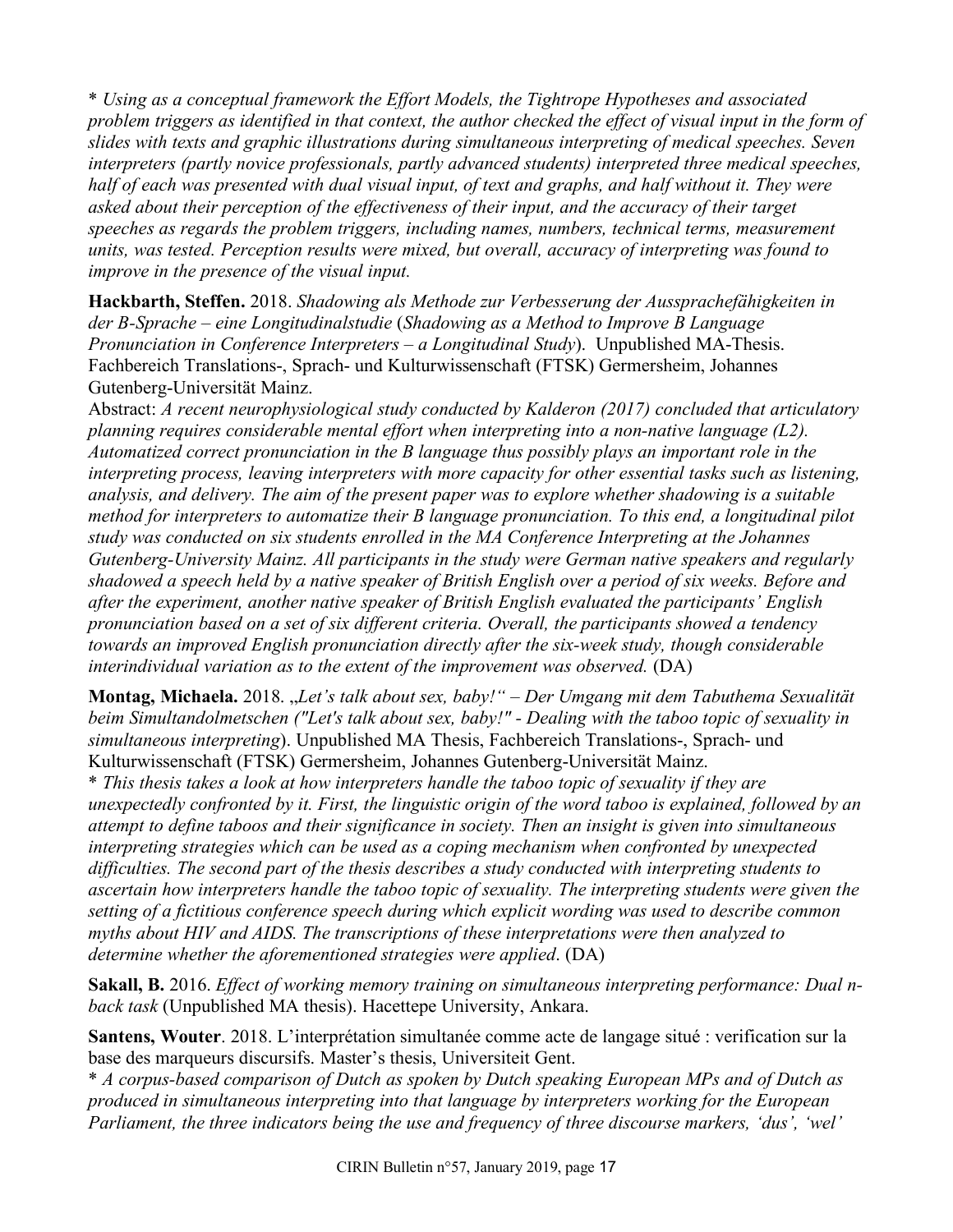* *Using as a conceptual framework the Effort Models, the Tightrope Hypotheses and associated problem triggers as identified in that context, the author checked the effect of visual input in the form of slides with texts and graphic illustrations during simultaneous interpreting of medical speeches. Seven interpreters (partly novice professionals, partly advanced students) interpreted three medical speeches, half of each was presented with dual visual input, of text and graphs, and half without it. They were asked about their perception of the effectiveness of their input, and the accuracy of their target speeches as regards the problem triggers, including names, numbers, technical terms, measurement units, was tested. Perception results were mixed, but overall, accuracy of interpreting was found to improve in the presence of the visual input.*

**Hackbarth, Steffen.** 2018. *Shadowing als Methode zur Verbesserung der Ausssprachefähigkeiten in der B-Sprache – eine Longitudinalstudie* (*Shadowing as a Method to Improve B Language Pronunciation in Conference Interpreters – a Longitudinal Study*). Unpublished MA-Thesis. Fachbereich Translations-, Sprach- und Kulturwissenschaft (FTSK) Germersheim, Johannes Gutenberg-Universität Mainz.
Abstract: *A recent neurophysiological study conducted by Kalderon (2017) concluded that articulatory planning requires considerable mental effort when interpreting into a non-native language (L2). Automatized correct pronunciation in the B language thus possibly plays an important role in the interpreting process, leaving interpreters with more capacity for other essential tasks such as listening, analysis, and delivery. The aim of the present paper was to explore whether shadowing is a suitable method for interpreters to automatize their B language pronunciation. To this end, a longitudinal pilot study was conducted on six students enrolled in the MA Conference Interpreting at the Johannes Gutenberg-University Mainz. All participants in the study were German native speakers and regularly shadowed a speech held by a native speaker of British English over a period of six weeks. Before and after the experiment, another native speaker of British English evaluated the participants' English pronunciation based on a set of six different criteria. Overall, the participants showed a tendency towards an improved English pronunciation directly after the six-week study, though considerable interindividual variation as to the extent of the improvement was observed.* (DA)

**Montag, Michaela.** 2018. „*Let's talk about sex, baby!" – Der Umgang mit dem Tabuthema Sexualität beim Simultandolmetschen ("Let's talk about sex, baby!" - Dealing with the taboo topic of sexuality in simultaneous interpreting*). Unpublished MA Thesis, Fachbereich Translations-, Sprach- und Kulturwissenschaft (FTSK) Germersheim, Johannes Gutenberg-Universität Mainz.
* *This thesis takes a look at how interpreters handle the taboo topic of sexuality if they are unexpectedly confronted by it. First, the linguistic origin of the word taboo is explained, followed by an attempt to define taboos and their significance in society. Then an insight is given into simultaneous interpreting strategies which can be used as a coping mechanism when confronted by unexpected difficulties. The second part of the thesis describes a study conducted with interpreting students to ascertain how interpreters handle the taboo topic of sexuality. The interpreting students were given the setting of a fictitious conference speech during which explicit wording was used to describe common myths about HIV and AIDS. The transcriptions of these interpretations were then analyzed to determine whether the aforementioned strategies were applied*. (DA)

**Sakall, B.** 2016. *Effect of working memory training on simultaneous interpreting performance: Dual n-back task* (Unpublished MA thesis). Hacettepe University, Ankara.

**Santens, Wouter**. 2018. L'interprétation simultanée comme acte de langage situé : verification sur la base des marqueurs discursifs. Master's thesis, Universiteit Gent.
* *A corpus-based comparison of Dutch as spoken by Dutch speaking European MPs and of Dutch as produced in simultaneous interpreting into that language by interpreters working for the European Parliament, the three indicators being the use and frequency of three discourse markers, 'dus', 'wel'*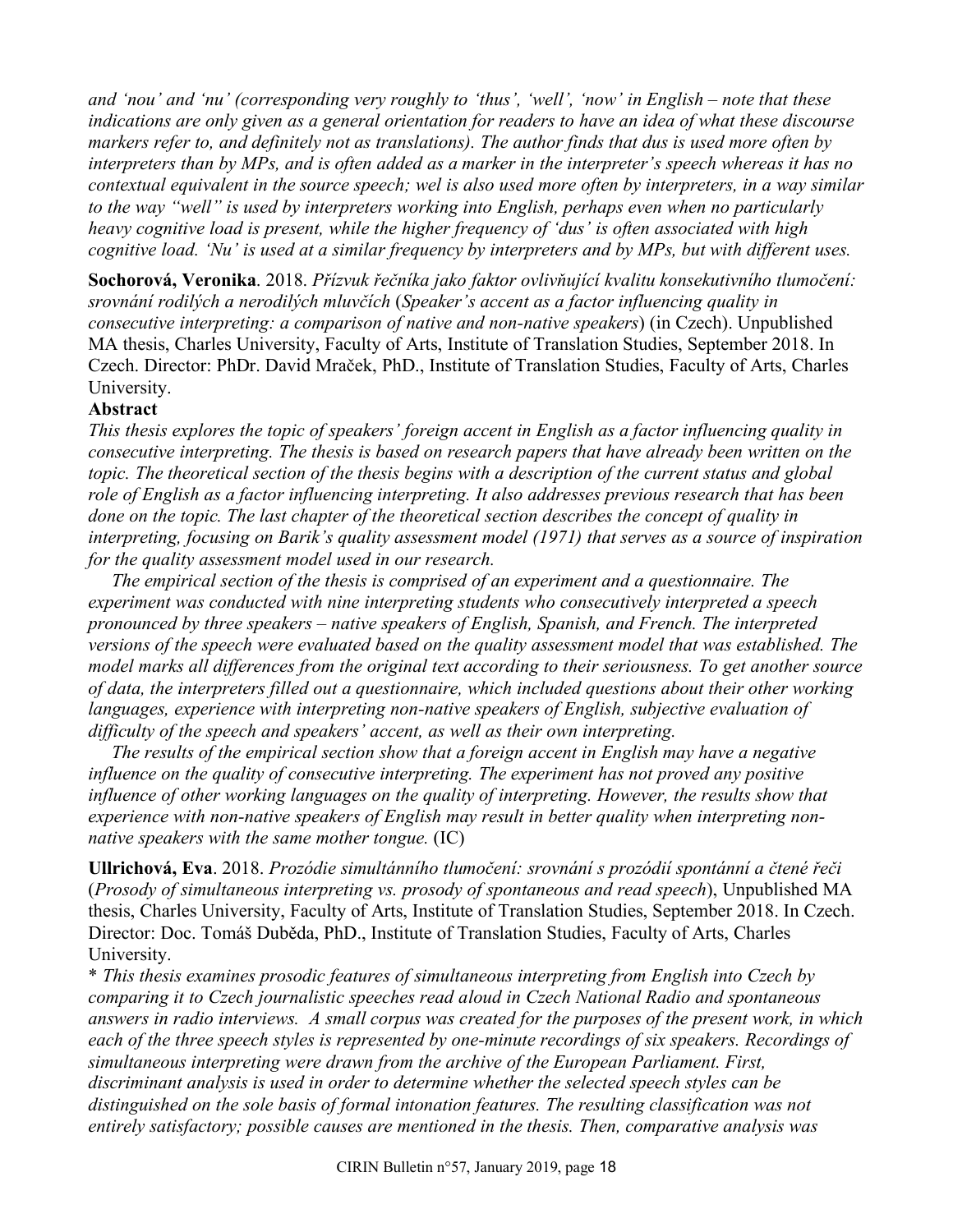*and 'nou' and 'nu' (corresponding very roughly to 'thus', 'well', 'now' in English – note that these indications are only given as a general orientation for readers to have an idea of what these discourse markers refer to, and definitely not as translations). The author finds that dus is used more often by interpreters than by MPs, and is often added as a marker in the interpreter's speech whereas it has no contextual equivalent in the source speech; wel is also used more often by interpreters, in a way similar to the way "well" is used by interpreters working into English, perhaps even when no particularly heavy cognitive load is present, while the higher frequency of 'dus' is often associated with high cognitive load. 'Nu' is used at a similar frequency by interpreters and by MPs, but with different uses.*

**Sochorová, Veronika**. 2018. *Přízvuk řečníka jako faktor ovlivňující kvalitu konsekutivního tlumočení: srovnání rodilých a nerodilých mluvčích* (*Speaker's accent as a factor influencing quality in consecutive interpreting: a comparison of native and non-native speakers*) (in Czech). Unpublished MA thesis, Charles University, Faculty of Arts, Institute of Translation Studies, September 2018. In Czech. Director: PhDr. David Mraček, PhD., Institute of Translation Studies, Faculty of Arts, Charles University.

**Abstract**

*This thesis explores the topic of speakers' foreign accent in English as a factor influencing quality in consecutive interpreting. The thesis is based on research papers that have already been written on the topic. The theoretical section of the thesis begins with a description of the current status and global role of English as a factor influencing interpreting. It also addresses previous research that has been done on the topic. The last chapter of the theoretical section describes the concept of quality in interpreting, focusing on Barik's quality assessment model (1971) that serves as a source of inspiration for the quality assessment model used in our research.*

*The empirical section of the thesis is comprised of an experiment and a questionnaire. The experiment was conducted with nine interpreting students who consecutively interpreted a speech pronounced by three speakers – native speakers of English, Spanish, and French. The interpreted versions of the speech were evaluated based on the quality assessment model that was established. The model marks all differences from the original text according to their seriousness. To get another source of data, the interpreters filled out a questionnaire, which included questions about their other working languages, experience with interpreting non-native speakers of English, subjective evaluation of difficulty of the speech and speakers' accent, as well as their own interpreting.*

*The results of the empirical section show that a foreign accent in English may have a negative influence on the quality of consecutive interpreting. The experiment has not proved any positive influence of other working languages on the quality of interpreting. However, the results show that experience with non-native speakers of English may result in better quality when interpreting non-native speakers with the same mother tongue.* (IC)

**Ullrichová, Eva**. 2018. *Prozódie simultánního tlumočení: srovnání s prozódií spontánní a čtené řeči* (*Prosody of simultaneous interpreting vs. prosody of spontaneous and read speech*), Unpublished MA thesis, Charles University, Faculty of Arts, Institute of Translation Studies, September 2018. In Czech. Director: Doc. Tomáš Duběda, PhD., Institute of Translation Studies, Faculty of Arts, Charles University.

\* *This thesis examines prosodic features of simultaneous interpreting from English into Czech by comparing it to Czech journalistic speeches read aloud in Czech National Radio and spontaneous answers in radio interviews. A small corpus was created for the purposes of the present work, in which each of the three speech styles is represented by one-minute recordings of six speakers. Recordings of simultaneous interpreting were drawn from the archive of the European Parliament. First, discriminant analysis is used in order to determine whether the selected speech styles can be distinguished on the sole basis of formal intonation features. The resulting classification was not entirely satisfactory; possible causes are mentioned in the thesis. Then, comparative analysis was*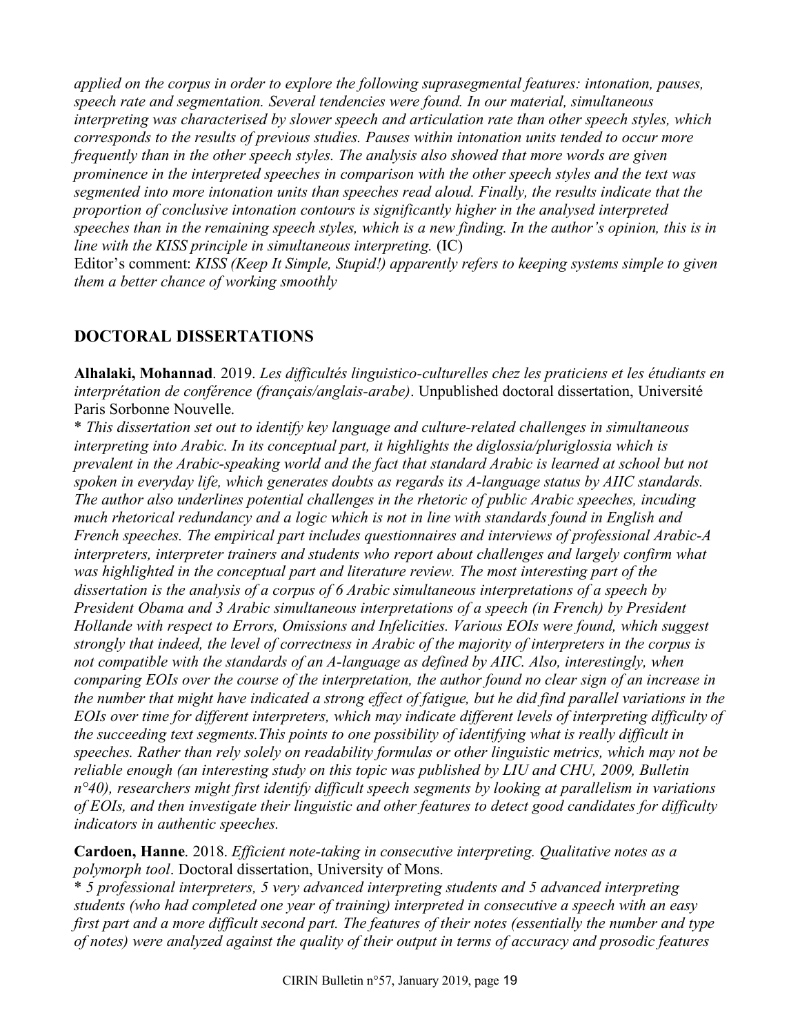*applied on the corpus in order to explore the following suprasegmental features: intonation, pauses, speech rate and segmentation. Several tendencies were found. In our material, simultaneous interpreting was characterised by slower speech and articulation rate than other speech styles, which corresponds to the results of previous studies. Pauses within intonation units tended to occur more frequently than in the other speech styles. The analysis also showed that more words are given prominence in the interpreted speeches in comparison with the other speech styles and the text was segmented into more intonation units than speeches read aloud. Finally, the results indicate that the proportion of conclusive intonation contours is significantly higher in the analysed interpreted speeches than in the remaining speech styles, which is a new finding. In the author's opinion, this is in line with the KISS principle in simultaneous interpreting.* (IC)

Editor's comment: *KISS (Keep It Simple, Stupid!) apparently refers to keeping systems simple to given them a better chance of working smoothly*

## DOCTORAL DISSERTATIONS

**Alhalaki, Mohannad**. 2019. *Les difficultés linguistico-culturelles chez les praticiens et les étudiants en interprétation de conférence (français/anglais-arabe)*. Unpublished doctoral dissertation, Université Paris Sorbonne Nouvelle.

\* *This dissertation set out to identify key language and culture-related challenges in simultaneous interpreting into Arabic. In its conceptual part, it highlights the diglossia/pluriglossia which is prevalent in the Arabic-speaking world and the fact that standard Arabic is learned at school but not spoken in everyday life, which generates doubts as regards its A-language status by AIIC standards. The author also underlines potential challenges in the rhetoric of public Arabic speeches, incuding much rhetorical redundancy and a logic which is not in line with standards found in English and French speeches. The empirical part includes questionnaires and interviews of professional Arabic-A interpreters, interpreter trainers and students who report about challenges and largely confirm what was highlighted in the conceptual part and literature review. The most interesting part of the dissertation is the analysis of a corpus of 6 Arabic simultaneous interpretations of a speech by President Obama and 3 Arabic simultaneous interpretations of a speech (in French) by President Hollande with respect to Errors, Omissions and Infelicities. Various EOIs were found, which suggest strongly that indeed, the level of correctness in Arabic of the majority of interpreters in the corpus is not compatible with the standards of an A-language as defined by AIIC. Also, interestingly, when comparing EOIs over the course of the interpretation, the author found no clear sign of an increase in the number that might have indicated a strong effect of fatigue, but he did find parallel variations in the EOIs over time for different interpreters, which may indicate different levels of interpreting difficulty of the succeeding text segments.This points to one possibility of identifying what is really difficult in speeches. Rather than rely solely on readability formulas or other linguistic metrics, which may not be reliable enough (an interesting study on this topic was published by LIU and CHU, 2009, Bulletin n°40), researchers might first identify difficult speech segments by looking at parallelism in variations of EOIs, and then investigate their linguistic and other features to detect good candidates for difficulty indicators in authentic speeches.*

**Cardoen, Hanne**. 2018. *Efficient note-taking in consecutive interpreting. Qualitative notes as a polymorph tool*. Doctoral dissertation, University of Mons.

\* *5 professional interpreters, 5 very advanced interpreting students and 5 advanced interpreting students (who had completed one year of training) interpreted in consecutive a speech with an easy first part and a more difficult second part. The features of their notes (essentially the number and type of notes) were analyzed against the quality of their output in terms of accuracy and prosodic features*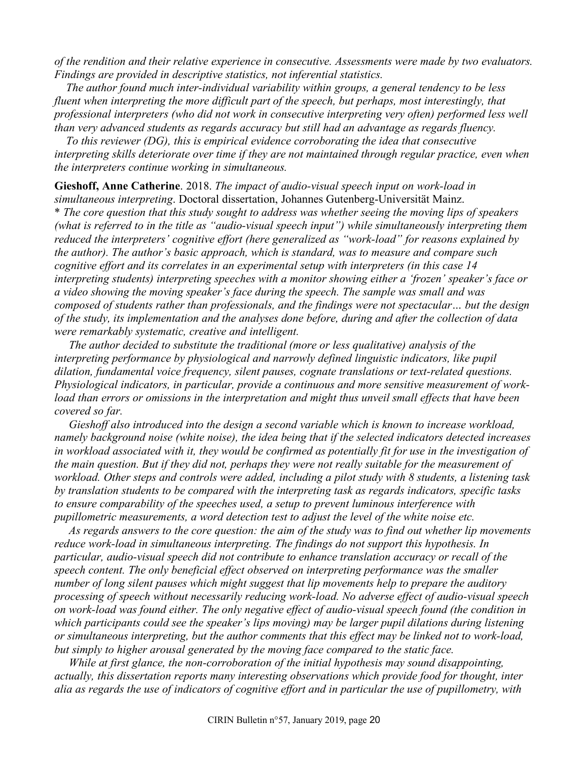*of the rendition and their relative experience in consecutive. Assessments were made by two evaluators. Findings are provided in descriptive statistics, not inferential statistics.*

*The author found much inter-individual variability within groups, a general tendency to be less fluent when interpreting the more difficult part of the speech, but perhaps, most interestingly, that professional interpreters (who did not work in consecutive interpreting very often) performed less well than very advanced students as regards accuracy but still had an advantage as regards fluency.*

*To this reviewer (DG), this is empirical evidence corroborating the idea that consecutive interpreting skills deteriorate over time if they are not maintained through regular practice, even when the interpreters continue working in simultaneous.*

**Gieshoff, Anne Catherine**. 2018. *The impact of audio-visual speech input on work-load in simultaneous interpreting*. Doctoral dissertation, Johannes Gutenberg-Universität Mainz.
\* *The core question that this study sought to address was whether seeing the moving lips of speakers (what is referred to in the title as "audio-visual speech input") while simultaneously interpreting them reduced the interpreters' cognitive effort (here generalized as "work-load" for reasons explained by the author). The author's basic approach, which is standard, was to measure and compare such cognitive effort and its correlates in an experimental setup with interpreters (in this case 14 interpreting students) interpreting speeches with a monitor showing either a 'frozen' speaker's face or a video showing the moving speaker's face during the speech. The sample was small and was composed of students rather than professionals, and the findings were not spectacular… but the design of the study, its implementation and the analyses done before, during and after the collection of data were remarkably systematic, creative and intelligent.*

*The author decided to substitute the traditional (more or less qualitative) analysis of the interpreting performance by physiological and narrowly defined linguistic indicators, like pupil dilation, fundamental voice frequency, silent pauses, cognate translations or text-related questions. Physiological indicators, in particular, provide a continuous and more sensitive measurement of work-load than errors or omissions in the interpretation and might thus unveil small effects that have been covered so far.*

*Gieshoff also introduced into the design a second variable which is known to increase workload, namely background noise (white noise), the idea being that if the selected indicators detected increases in workload associated with it, they would be confirmed as potentially fit for use in the investigation of the main question. But if they did not, perhaps they were not really suitable for the measurement of workload. Other steps and controls were added, including a pilot study with 8 students, a listening task by translation students to be compared with the interpreting task as regards indicators, specific tasks to ensure comparability of the speeches used, a setup to prevent luminous interference with pupillometric measurements, a word detection test to adjust the level of the white noise etc.*

*As regards answers to the core question: the aim of the study was to find out whether lip movements reduce work-load in simultaneous interpreting. The findings do not support this hypothesis. In particular, audio-visual speech did not contribute to enhance translation accuracy or recall of the speech content. The only beneficial effect observed on interpreting performance was the smaller number of long silent pauses which might suggest that lip movements help to prepare the auditory processing of speech without necessarily reducing work-load. No adverse effect of audio-visual speech on work-load was found either. The only negative effect of audio-visual speech found (the condition in which participants could see the speaker's lips moving) may be larger pupil dilations during listening or simultaneous interpreting, but the author comments that this effect may be linked not to work-load, but simply to higher arousal generated by the moving face compared to the static face.*

*While at first glance, the non-corroboration of the initial hypothesis may sound disappointing, actually, this dissertation reports many interesting observations which provide food for thought, inter alia as regards the use of indicators of cognitive effort and in particular the use of pupillometry, with*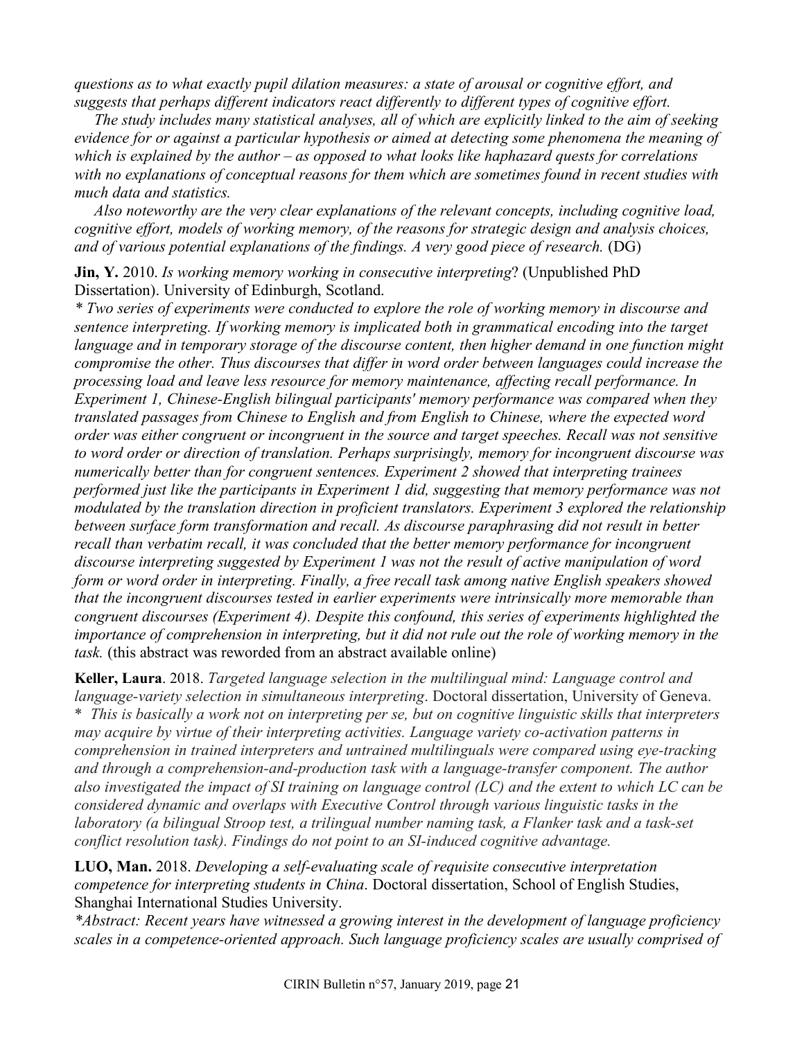*questions as to what exactly pupil dilation measures: a state of arousal or cognitive effort, and suggests that perhaps different indicators react differently to different types of cognitive effort.*

*The study includes many statistical analyses, all of which are explicitly linked to the aim of seeking evidence for or against a particular hypothesis or aimed at detecting some phenomena the meaning of which is explained by the author – as opposed to what looks like haphazard quests for correlations with no explanations of conceptual reasons for them which are sometimes found in recent studies with much data and statistics.*

*Also noteworthy are the very clear explanations of the relevant concepts, including cognitive load, cognitive effort, models of working memory, of the reasons for strategic design and analysis choices, and of various potential explanations of the findings. A very good piece of research.* (DG)

**Jin, Y.** 2010. *Is working memory working in consecutive interpreting*? (Unpublished PhD Dissertation). University of Edinburgh, Scotland.
*\* Two series of experiments were conducted to explore the role of working memory in discourse and sentence interpreting. If working memory is implicated both in grammatical encoding into the target language and in temporary storage of the discourse content, then higher demand in one function might compromise the other. Thus discourses that differ in word order between languages could increase the processing load and leave less resource for memory maintenance, affecting recall performance. In Experiment 1, Chinese-English bilingual participants' memory performance was compared when they translated passages from Chinese to English and from English to Chinese, where the expected word order was either congruent or incongruent in the source and target speeches. Recall was not sensitive to word order or direction of translation. Perhaps surprisingly, memory for incongruent discourse was numerically better than for congruent sentences. Experiment 2 showed that interpreting trainees performed just like the participants in Experiment 1 did, suggesting that memory performance was not modulated by the translation direction in proficient translators. Experiment 3 explored the relationship between surface form transformation and recall. As discourse paraphrasing did not result in better recall than verbatim recall, it was concluded that the better memory performance for incongruent discourse interpreting suggested by Experiment 1 was not the result of active manipulation of word form or word order in interpreting. Finally, a free recall task among native English speakers showed that the incongruent discourses tested in earlier experiments were intrinsically more memorable than congruent discourses (Experiment 4). Despite this confound, this series of experiments highlighted the importance of comprehension in interpreting, but it did not rule out the role of working memory in the task.* (this abstract was reworded from an abstract available online)

**Keller, Laura**. 2018. *Targeted language selection in the multilingual mind: Language control and language-variety selection in simultaneous interpreting*. Doctoral dissertation, University of Geneva.
\* *This is basically a work not on interpreting per se, but on cognitive linguistic skills that interpreters may acquire by virtue of their interpreting activities. Language variety co-activation patterns in comprehension in trained interpreters and untrained multilinguals were compared using eye-tracking and through a comprehension-and-production task with a language-transfer component. The author also investigated the impact of SI training on language control (LC) and the extent to which LC can be considered dynamic and overlaps with Executive Control through various linguistic tasks in the laboratory (a bilingual Stroop test, a trilingual number naming task, a Flanker task and a task-set conflict resolution task). Findings do not point to an SI-induced cognitive advantage.*

**LUO, Man.** 2018. *Developing a self-evaluating scale of requisite consecutive interpretation competence for interpreting students in China*. Doctoral dissertation, School of English Studies, Shanghai International Studies University.
*\*Abstract: Recent years have witnessed a growing interest in the development of language proficiency scales in a competence-oriented approach. Such language proficiency scales are usually comprised of*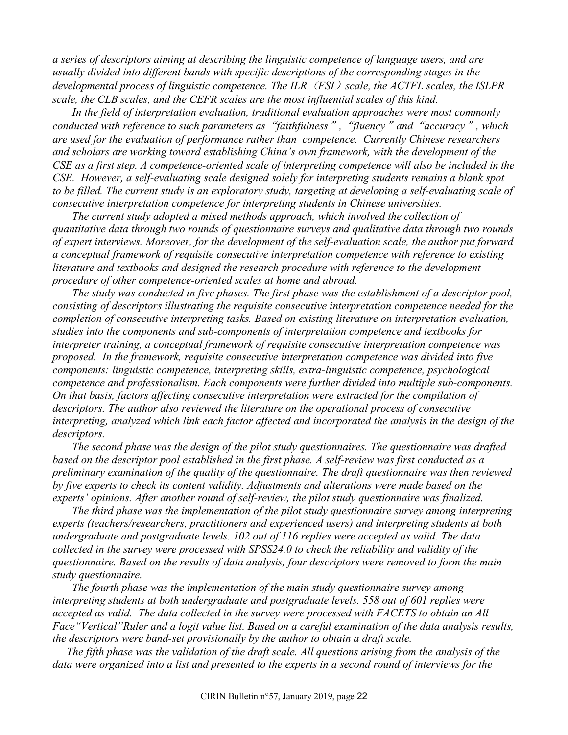*a series of descriptors aiming at describing the linguistic competence of language users, and are usually divided into different bands with specific descriptions of the corresponding stages in the developmental process of linguistic competence. The ILR（FSI）scale, the ACTFL scales, the ISLPR scale, the CLB scales, and the CEFR scales are the most influential scales of this kind.*

*In the field of interpretation evaluation, traditional evaluation approaches were most commonly conducted with reference to such parameters as "faithfulness", "fluency" and "accuracy", which are used for the evaluation of performance rather than competence. Currently Chinese researchers and scholars are working toward establishing China's own framework, with the development of the CSE as a first step. A competence-oriented scale of interpreting competence will also be included in the CSE. However, a self-evaluating scale designed solely for interpreting students remains a blank spot to be filled. The current study is an exploratory study, targeting at developing a self-evaluating scale of consecutive interpretation competence for interpreting students in Chinese universities.*

*The current study adopted a mixed methods approach, which involved the collection of quantitative data through two rounds of questionnaire surveys and qualitative data through two rounds of expert interviews. Moreover, for the development of the self-evaluation scale, the author put forward a conceptual framework of requisite consecutive interpretation competence with reference to existing literature and textbooks and designed the research procedure with reference to the development procedure of other competence-oriented scales at home and abroad.*

*The study was conducted in five phases. The first phase was the establishment of a descriptor pool, consisting of descriptors illustrating the requisite consecutive interpretation competence needed for the completion of consecutive interpreting tasks. Based on existing literature on interpretation evaluation, studies into the components and sub-components of interpretation competence and textbooks for interpreter training, a conceptual framework of requisite consecutive interpretation competence was proposed. In the framework, requisite consecutive interpretation competence was divided into five components: linguistic competence, interpreting skills, extra-linguistic competence, psychological competence and professionalism. Each components were further divided into multiple sub-components. On that basis, factors affecting consecutive interpretation were extracted for the compilation of descriptors. The author also reviewed the literature on the operational process of consecutive interpreting, analyzed which link each factor affected and incorporated the analysis in the design of the descriptors.*

*The second phase was the design of the pilot study questionnaires. The questionnaire was drafted based on the descriptor pool established in the first phase. A self-review was first conducted as a preliminary examination of the quality of the questionnaire. The draft questionnaire was then reviewed by five experts to check its content validity. Adjustments and alterations were made based on the experts' opinions. After another round of self-review, the pilot study questionnaire was finalized.*

*The third phase was the implementation of the pilot study questionnaire survey among interpreting experts (teachers/researchers, practitioners and experienced users) and interpreting students at both undergraduate and postgraduate levels. 102 out of 116 replies were accepted as valid. The data collected in the survey were processed with SPSS24.0 to check the reliability and validity of the questionnaire. Based on the results of data analysis, four descriptors were removed to form the main study questionnaire.*

*The fourth phase was the implementation of the main study questionnaire survey among interpreting students at both undergraduate and postgraduate levels. 558 out of 601 replies were accepted as valid. The data collected in the survey were processed with FACETS to obtain an All Face"Vertical"Ruler and a logit value list. Based on a careful examination of the data analysis results, the descriptors were band-set provisionally by the author to obtain a draft scale.*

*The fifth phase was the validation of the draft scale. All questions arising from the analysis of the data were organized into a list and presented to the experts in a second round of interviews for the*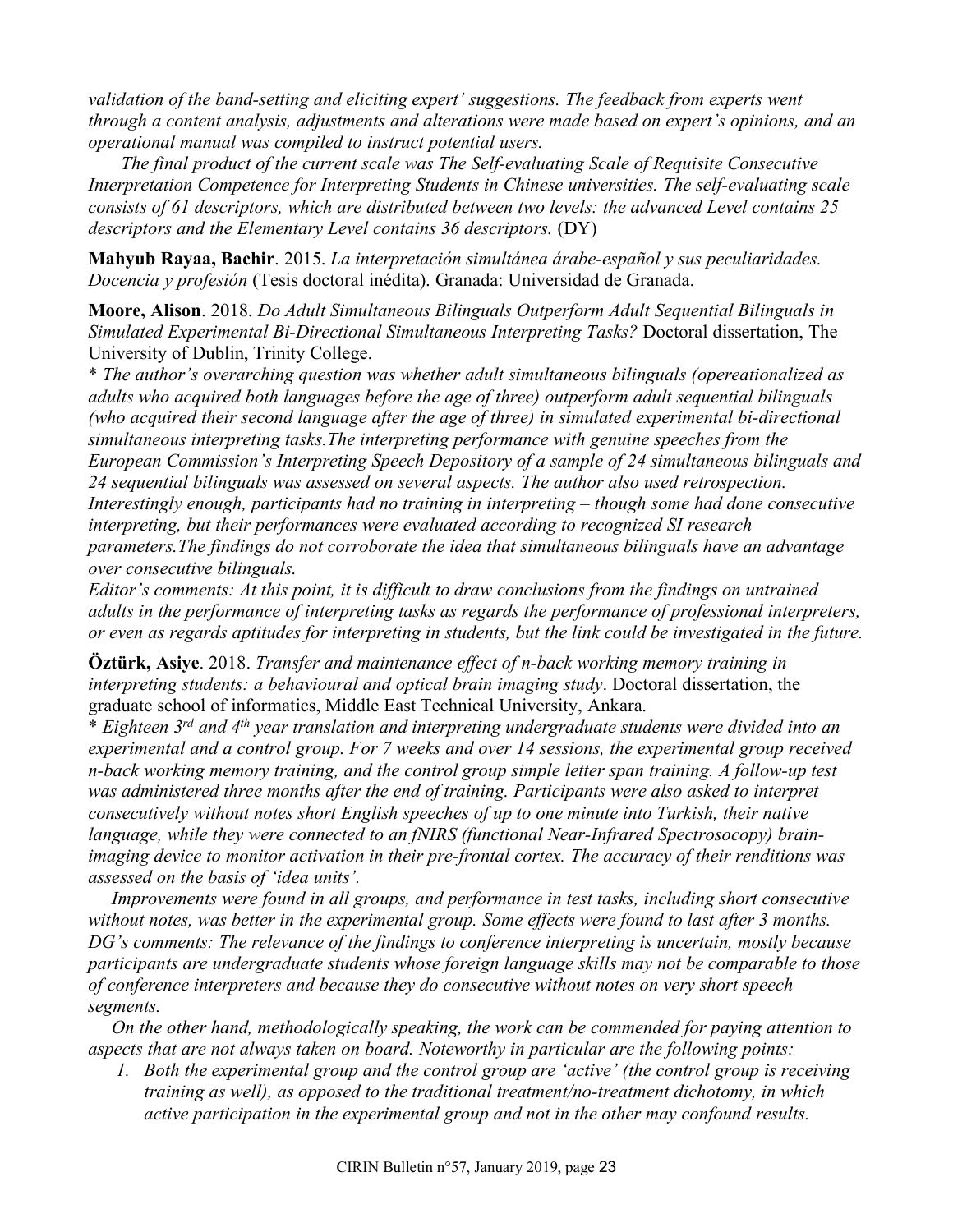*validation of the band-setting and eliciting expert' suggestions. The feedback from experts went through a content analysis, adjustments and alterations were made based on expert's opinions, and an operational manual was compiled to instruct potential users.*

*The final product of the current scale was The Self-evaluating Scale of Requisite Consecutive Interpretation Competence for Interpreting Students in Chinese universities. The self-evaluating scale consists of 61 descriptors, which are distributed between two levels: the advanced Level contains 25 descriptors and the Elementary Level contains 36 descriptors.* (DY)

**Mahyub Rayaa, Bachir**. 2015. *La interpretación simultánea árabe-español y sus peculiaridades. Docencia y profesión* (Tesis doctoral inédita). Granada: Universidad de Granada.

**Moore, Alison**. 2018. *Do Adult Simultaneous Bilinguals Outperform Adult Sequential Bilinguals in Simulated Experimental Bi-Directional Simultaneous Interpreting Tasks?* Doctoral dissertation, The University of Dublin, Trinity College.

\* *The author's overarching question was whether adult simultaneous bilinguals (opereationalized as adults who acquired both languages before the age of three) outperform adult sequential bilinguals (who acquired their second language after the age of three) in simulated experimental bi-directional simultaneous interpreting tasks.The interpreting performance with genuine speeches from the European Commission's Interpreting Speech Depository of a sample of 24 simultaneous bilinguals and 24 sequential bilinguals was assessed on several aspects. The author also used retrospection. Interestingly enough, participants had no training in interpreting – though some had done consecutive interpreting, but their performances were evaluated according to recognized SI research parameters.The findings do not corroborate the idea that simultaneous bilinguals have an advantage over consecutive bilinguals.*

*Editor's comments: At this point, it is difficult to draw conclusions from the findings on untrained adults in the performance of interpreting tasks as regards the performance of professional interpreters, or even as regards aptitudes for interpreting in students, but the link could be investigated in the future.*

**Öztürk, Asiye**. 2018. *Transfer and maintenance effect of n-back working memory training in interpreting students: a behavioural and optical brain imaging study*. Doctoral dissertation, the graduate school of informatics, Middle East Technical University, Ankara.

\* *Eighteen 3rd and 4th year translation and interpreting undergraduate students were divided into an experimental and a control group. For 7 weeks and over 14 sessions, the experimental group received n-back working memory training, and the control group simple letter span training. A follow-up test was administered three months after the end of training. Participants were also asked to interpret consecutively without notes short English speeches of up to one minute into Turkish, their native language, while they were connected to an fNIRS (functional Near-Infrared Spectrosocopy) brain-imaging device to monitor activation in their pre-frontal cortex. The accuracy of their renditions was assessed on the basis of 'idea units'.*

*Improvements were found in all groups, and performance in test tasks, including short consecutive without notes, was better in the experimental group. Some effects were found to last after 3 months. DG's comments: The relevance of the findings to conference interpreting is uncertain, mostly because participants are undergraduate students whose foreign language skills may not be comparable to those of conference interpreters and because they do consecutive without notes on very short speech segments.*

*On the other hand, methodologically speaking, the work can be commended for paying attention to aspects that are not always taken on board. Noteworthy in particular are the following points:*

1. *Both the experimental group and the control group are 'active' (the control group is receiving training as well), as opposed to the traditional treatment/no-treatment dichotomy, in which active participation in the experimental group and not in the other may confound results.*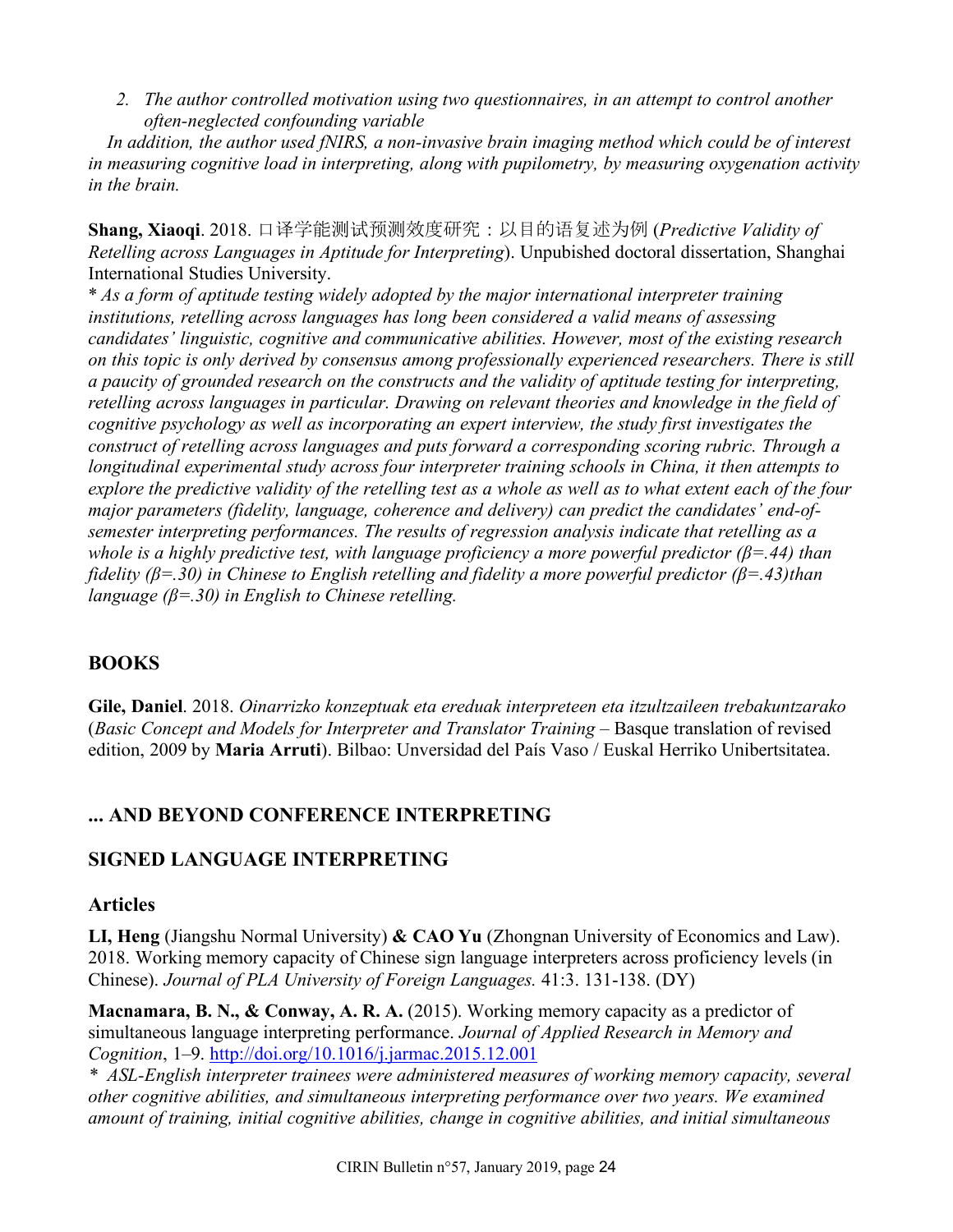2. *The author controlled motivation using two questionnaires, in an attempt to control another often-neglected confounding variable*

*In addition, the author used fNIRS, a non-invasive brain imaging method which could be of interest in measuring cognitive load in interpreting, along with pupilometry, by measuring oxygenation activity in the brain.*

**Shang, Xiaoqi**. 2018. 口译学能测试预测效度研究：以目的语复述为例 (*Predictive Validity of Retelling across Languages in Aptitude for Interpreting*). Unpubished doctoral dissertation, Shanghai International Studies University.

\* *As a form of aptitude testing widely adopted by the major international interpreter training institutions, retelling across languages has long been considered a valid means of assessing candidates' linguistic, cognitive and communicative abilities. However, most of the existing research on this topic is only derived by consensus among professionally experienced researchers. There is still a paucity of grounded research on the constructs and the validity of aptitude testing for interpreting, retelling across languages in particular. Drawing on relevant theories and knowledge in the field of cognitive psychology as well as incorporating an expert interview, the study first investigates the construct of retelling across languages and puts forward a corresponding scoring rubric. Through a longitudinal experimental study across four interpreter training schools in China, it then attempts to explore the predictive validity of the retelling test as a whole as well as to what extent each of the four major parameters (fidelity, language, coherence and delivery) can predict the candidates' end-of-semester interpreting performances. The results of regression analysis indicate that retelling as a whole is a highly predictive test, with language proficiency a more powerful predictor (β=.44) than fidelity (β=.30) in Chinese to English retelling and fidelity a more powerful predictor (β=.43)than language (β=.30) in English to Chinese retelling.*

## BOOKS

**Gile, Daniel**. 2018. *Oinarrizko konzeptuak eta ereduak interpreteen eta itzultzaileen trebakuntzarako* (*Basic Concept and Models for Interpreter and Translator Training* – Basque translation of revised edition, 2009 by **Maria Arruti**). Bilbao: Unversidad del País Vaso / Euskal Herriko Unibertsitatea.

## ... AND BEYOND CONFERENCE INTERPRETING

## SIGNED LANGUAGE INTERPRETING

### Articles

**LI, Heng** (Jiangshu Normal University) **& CAO Yu** (Zhongnan University of Economics and Law). 2018. Working memory capacity of Chinese sign language interpreters across proficiency levels (in Chinese). *Journal of PLA University of Foreign Languages.* 41:3. 131-138. (DY)

**Macnamara, B. N., & Conway, A. R. A.** (2015). Working memory capacity as a predictor of simultaneous language interpreting performance. *Journal of Applied Research in Memory and Cognition*, 1–9. http://doi.org/10.1016/j.jarmac.2015.12.001

\* *ASL-English interpreter trainees were administered measures of working memory capacity, several other cognitive abilities, and simultaneous interpreting performance over two years. We examined amount of training, initial cognitive abilities, change in cognitive abilities, and initial simultaneous*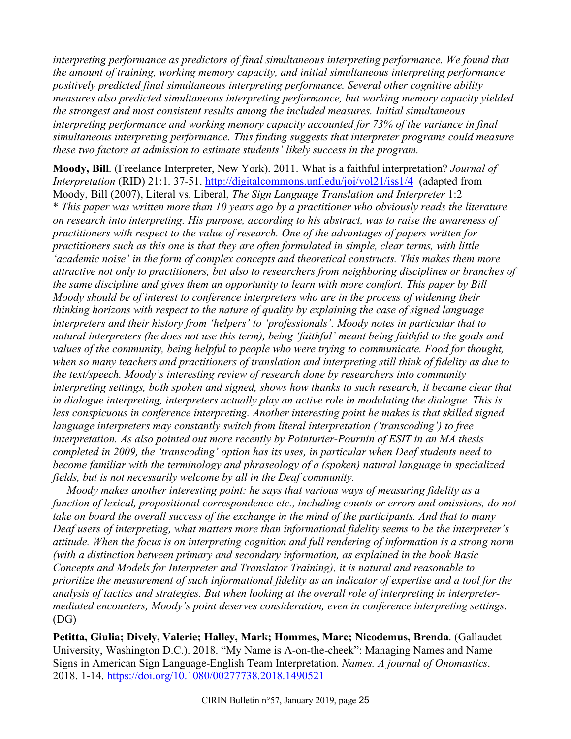*interpreting performance as predictors of final simultaneous interpreting performance. We found that the amount of training, working memory capacity, and initial simultaneous interpreting performance positively predicted final simultaneous interpreting performance. Several other cognitive ability measures also predicted simultaneous interpreting performance, but working memory capacity yielded the strongest and most consistent results among the included measures. Initial simultaneous interpreting performance and working memory capacity accounted for 73% of the variance in final simultaneous interpreting performance. This finding suggests that interpreter programs could measure these two factors at admission to estimate students' likely success in the program.*

**Moody, Bill**. (Freelance Interpreter, New York). 2011. What is a faithful interpretation? *Journal of Interpretation* (RID) 21:1. 37-51. http://digitalcommons.unf.edu/joi/vol21/iss1/4 (adapted from Moody, Bill (2007), Literal vs. Liberal, *The Sign Language Translation and Interpreter* 1:2
\* *This paper was written more than 10 years ago by a practitioner who obviously reads the literature on research into interpreting. His purpose, according to his abstract, was to raise the awareness of practitioners with respect to the value of research. One of the advantages of papers written for practitioners such as this one is that they are often formulated in simple, clear terms, with little 'academic noise' in the form of complex concepts and theoretical constructs. This makes them more attractive not only to practitioners, but also to researchers from neighboring disciplines or branches of the same discipline and gives them an opportunity to learn with more comfort. This paper by Bill Moody should be of interest to conference interpreters who are in the process of widening their thinking horizons with respect to the nature of quality by explaining the case of signed language interpreters and their history from 'helpers' to 'professionals'. Moody notes in particular that to natural interpreters (he does not use this term), being 'faithful' meant being faithful to the goals and values of the community, being helpful to people who were trying to communicate. Food for thought, when so many teachers and practitioners of translation and interpreting still think of fidelity as due to the text/speech. Moody's interesting review of research done by researchers into community interpreting settings, both spoken and signed, shows how thanks to such research, it became clear that in dialogue interpreting, interpreters actually play an active role in modulating the dialogue. This is less conspicuous in conference interpreting. Another interesting point he makes is that skilled signed language interpreters may constantly switch from literal interpretation ('transcoding') to free interpretation. As also pointed out more recently by Pointurier-Pournin of ESIT in an MA thesis completed in 2009, the 'transcoding' option has its uses, in particular when Deaf students need to become familiar with the terminology and phraseology of a (spoken) natural language in specialized fields, but is not necessarily welcome by all in the Deaf community.*

*Moody makes another interesting point: he says that various ways of measuring fidelity as a function of lexical, propositional correspondence etc., including counts or errors and omissions, do not take on board the overall success of the exchange in the mind of the participants. And that to many Deaf users of interpreting, what matters more than informational fidelity seems to be the interpreter's attitude. When the focus is on interpreting cognition and full rendering of information is a strong norm (with a distinction between primary and secondary information, as explained in the book Basic Concepts and Models for Interpreter and Translator Training), it is natural and reasonable to prioritize the measurement of such informational fidelity as an indicator of expertise and a tool for the analysis of tactics and strategies. But when looking at the overall role of interpreting in interpreter-mediated encounters, Moody's point deserves consideration, even in conference interpreting settings.* (DG)

**Petitta, Giulia; Dively, Valerie; Halley, Mark; Hommes, Marc; Nicodemus, Brenda**. (Gallaudet University, Washington D.C.). 2018. "My Name is A-on-the-cheek": Managing Names and Name Signs in American Sign Language-English Team Interpretation. *Names. A journal of Onomastics*. 2018. 1-14. https://doi.org/10.1080/00277738.2018.1490521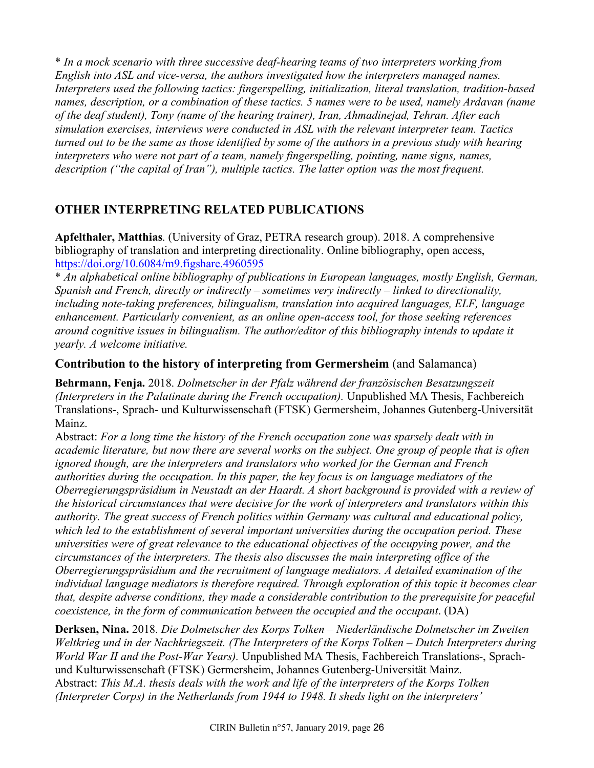* *In a mock scenario with three successive deaf-hearing teams of two interpreters working from English into ASL and vice-versa, the authors investigated how the interpreters managed names. Interpreters used the following tactics: fingerspelling, initialization, literal translation, tradition-based names, description, or a combination of these tactics. 5 names were to be used, namely Ardavan (name of the deaf student), Tony (name of the hearing trainer), Iran, Ahmadinejad, Tehran. After each simulation exercises, interviews were conducted in ASL with the relevant interpreter team. Tactics turned out to be the same as those identified by some of the authors in a previous study with hearing interpreters who were not part of a team, namely fingerspelling, pointing, name signs, names, description ("the capital of Iran"), multiple tactics. The latter option was the most frequent.*

## OTHER INTERPRETING RELATED PUBLICATIONS

**Apfelthaler, Matthias**. (University of Graz, PETRA research group). 2018. A comprehensive bibliography of translation and interpreting directionality. Online bibliography, open access, https://doi.org/10.6084/m9.figshare.4960595

* *An alphabetical online bibliography of publications in European languages, mostly English, German, Spanish and French, directly or indirectly – sometimes very indirectly – linked to directionality, including note-taking preferences, bilingualism, translation into acquired languages, ELF, language enhancement. Particularly convenient, as an online open-access tool, for those seeking references around cognitive issues in bilingualism. The author/editor of this bibliography intends to update it yearly. A welcome initiative.*

### **Contribution to the history of interpreting from Germersheim** (and Salamanca)

**Behrmann, Fenja.** 2018. *Dolmetscher in der Pfalz während der französischen Besatzungszeit (Interpreters in the Palatinate during the French occupation).* Unpublished MA Thesis, Fachbereich Translations-, Sprach- und Kulturwissenschaft (FTSK) Germersheim, Johannes Gutenberg-Universität Mainz.

Abstract: *For a long time the history of the French occupation zone was sparsely dealt with in academic literature, but now there are several works on the subject. One group of people that is often ignored though, are the interpreters and translators who worked for the German and French authorities during the occupation. In this paper, the key focus is on language mediators of the Oberregierungspräsidium in Neustadt an der Haardt. A short background is provided with a review of the historical circumstances that were decisive for the work of interpreters and translators within this authority. The great success of French politics within Germany was cultural and educational policy, which led to the establishment of several important universities during the occupation period. These universities were of great relevance to the educational objectives of the occupying power, and the circumstances of the interpreters. The thesis also discusses the main interpreting office of the Oberregierungspräsidium and the recruitment of language mediators. A detailed examination of the individual language mediators is therefore required. Through exploration of this topic it becomes clear that, despite adverse conditions, they made a considerable contribution to the prerequisite for peaceful coexistence, in the form of communication between the occupied and the occupant*. (DA)

**Derksen, Nina.** 2018. *Die Dolmetscher des Korps Tolken – Niederländische Dolmetscher im Zweiten Weltkrieg und in der Nachkriegszeit. (The Interpreters of the Korps Tolken – Dutch Interpreters during World War II and the Post-War Years).* Unpublished MA Thesis, Fachbereich Translations-, Sprach- und Kulturwissenschaft (FTSK) Germersheim, Johannes Gutenberg-Universität Mainz.

Abstract: *This M.A. thesis deals with the work and life of the interpreters of the Korps Tolken (Interpreter Corps) in the Netherlands from 1944 to 1948. It sheds light on the interpreters'*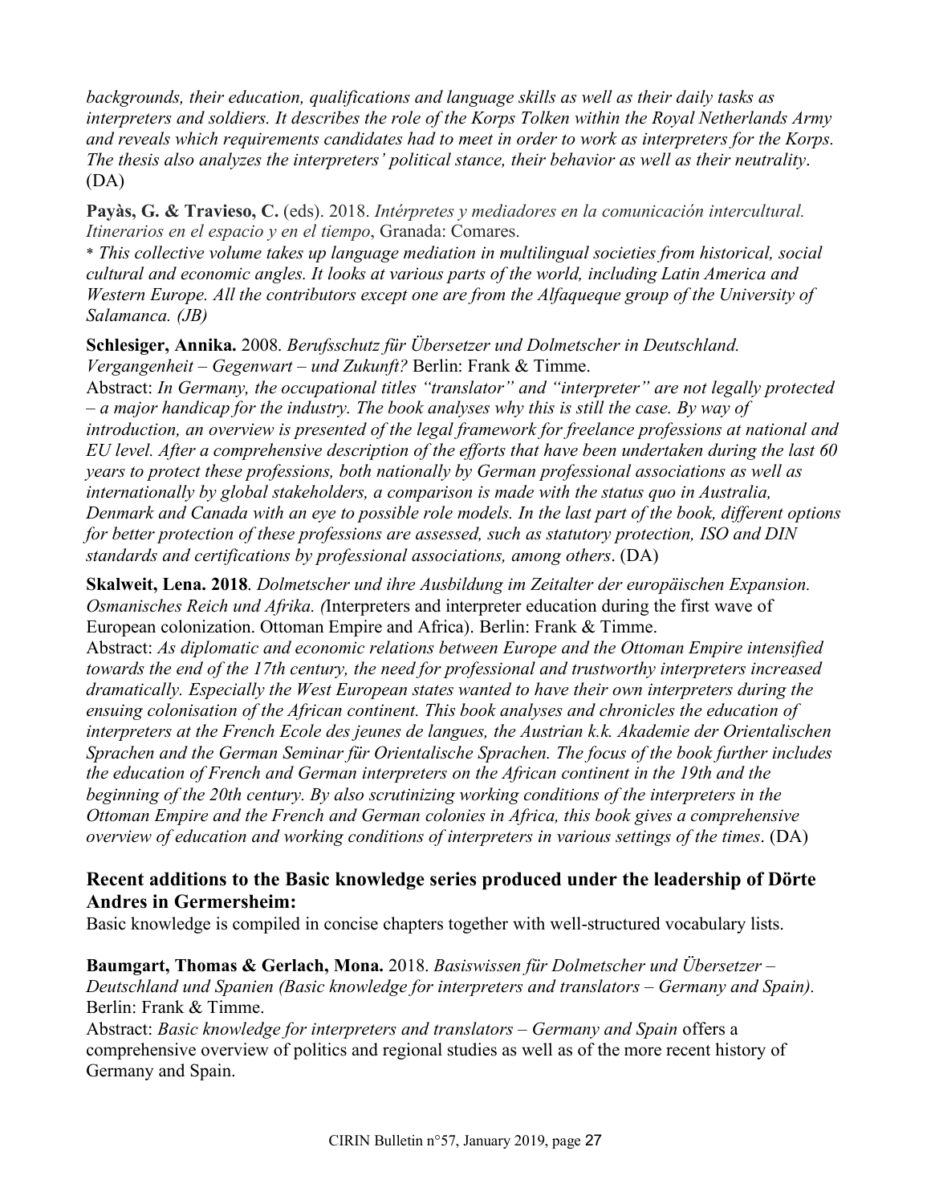*backgrounds, their education, qualifications and language skills as well as their daily tasks as interpreters and soldiers. It describes the role of the Korps Tolken within the Royal Netherlands Army and reveals which requirements candidates had to meet in order to work as interpreters for the Korps. The thesis also analyzes the interpreters' political stance, their behavior as well as their neutrality*. (DA)

**Payàs, G. & Travieso, C.** (eds). 2018. *Intérpretes y mediadores en la comunicación intercultural. Itinerarios en el espacio y en el tiempo*, Granada: Comares.
\* *This collective volume takes up language mediation in multilingual societies from historical, social cultural and economic angles. It looks at various parts of the world, including Latin America and Western Europe. All the contributors except one are from the Alfaqueque group of the University of Salamanca. (JB)*

**Schlesiger, Annika.** 2008. *Berufsschutz für Übersetzer und Dolmetscher in Deutschland. Vergangenheit – Gegenwart – und Zukunft?* Berlin: Frank & Timme.
Abstract: *In Germany, the occupational titles "translator" and "interpreter" are not legally protected – a major handicap for the industry. The book analyses why this is still the case. By way of introduction, an overview is presented of the legal framework for freelance professions at national and EU level. After a comprehensive description of the efforts that have been undertaken during the last 60 years to protect these professions, both nationally by German professional associations as well as internationally by global stakeholders, a comparison is made with the status quo in Australia, Denmark and Canada with an eye to possible role models. In the last part of the book, different options for better protection of these professions are assessed, such as statutory protection, ISO and DIN standards and certifications by professional associations, among others*. (DA)

**Skalweit, Lena. 2018**. *Dolmetscher und ihre Ausbildung im Zeitalter der europäischen Expansion. Osmanisches Reich und Afrika. (*Interpreters and interpreter education during the first wave of European colonization. Ottoman Empire and Africa). Berlin: Frank & Timme.
Abstract: *As diplomatic and economic relations between Europe and the Ottoman Empire intensified towards the end of the 17th century, the need for professional and trustworthy interpreters increased dramatically. Especially the West European states wanted to have their own interpreters during the ensuing colonisation of the African continent. This book analyses and chronicles the education of interpreters at the French Ecole des jeunes de langues, the Austrian k.k. Akademie der Orientalischen Sprachen and the German Seminar für Orientalische Sprachen. The focus of the book further includes the education of French and German interpreters on the African continent in the 19th and the beginning of the 20th century. By also scrutinizing working conditions of the interpreters in the Ottoman Empire and the French and German colonies in Africa, this book gives a comprehensive overview of education and working conditions of interpreters in various settings of the times*. (DA)

## Recent additions to the Basic knowledge series produced under the leadership of Dörte Andres in Germersheim:

Basic knowledge is compiled in concise chapters together with well-structured vocabulary lists.

**Baumgart, Thomas & Gerlach, Mona.** 2018. *Basiswissen für Dolmetscher und Übersetzer – Deutschland und Spanien (Basic knowledge for interpreters and translators – Germany and Spain)*. Berlin: Frank & Timme.
Abstract: *Basic knowledge for interpreters and translators – Germany and Spain* offers a comprehensive overview of politics and regional studies as well as of the more recent history of Germany and Spain.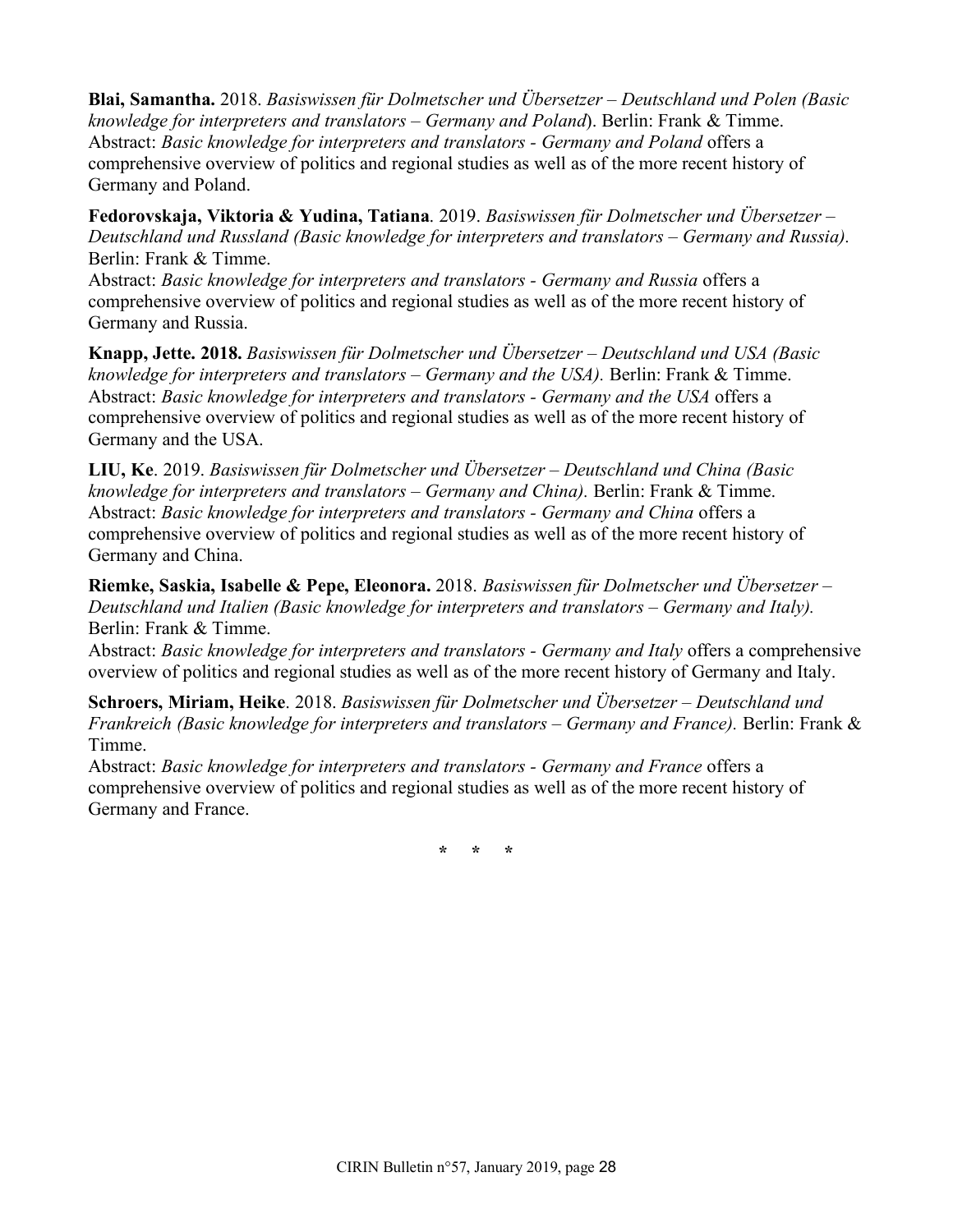**Blai, Samantha.** 2018. *Basiswissen für Dolmetscher und Übersetzer – Deutschland und Polen (Basic knowledge for interpreters and translators – Germany and Poland*). Berlin: Frank & Timme.
Abstract: *Basic knowledge for interpreters and translators - Germany and Poland* offers a comprehensive overview of politics and regional studies as well as of the more recent history of Germany and Poland.

**Fedorovskaja, Viktoria & Yudina, Tatiana**. 2019. *Basiswissen für Dolmetscher und Übersetzer – Deutschland und Russland (Basic knowledge for interpreters and translators – Germany and Russia).* Berlin: Frank & Timme.
Abstract: *Basic knowledge for interpreters and translators - Germany and Russia* offers a comprehensive overview of politics and regional studies as well as of the more recent history of Germany and Russia.

**Knapp, Jette. 2018.** *Basiswissen für Dolmetscher und Übersetzer – Deutschland und USA (Basic knowledge for interpreters and translators – Germany and the USA).* Berlin: Frank & Timme.
Abstract: *Basic knowledge for interpreters and translators - Germany and the USA* offers a comprehensive overview of politics and regional studies as well as of the more recent history of Germany and the USA.

**LIU, Ke**. 2019. *Basiswissen für Dolmetscher und Übersetzer – Deutschland und China (Basic knowledge for interpreters and translators – Germany and China).* Berlin: Frank & Timme.
Abstract: *Basic knowledge for interpreters and translators - Germany and China* offers a comprehensive overview of politics and regional studies as well as of the more recent history of Germany and China.

**Riemke, Saskia, Isabelle & Pepe, Eleonora.** 2018. *Basiswissen für Dolmetscher und Übersetzer – Deutschland und Italien (Basic knowledge for interpreters and translators – Germany and Italy).* Berlin: Frank & Timme.
Abstract: *Basic knowledge for interpreters and translators - Germany and Italy* offers a comprehensive overview of politics and regional studies as well as of the more recent history of Germany and Italy.

**Schroers, Miriam, Heike**. 2018. *Basiswissen für Dolmetscher und Übersetzer – Deutschland und Frankreich (Basic knowledge for interpreters and translators – Germany and France).* Berlin: Frank & Timme.
Abstract: *Basic knowledge for interpreters and translators - Germany and France* offers a comprehensive overview of politics and regional studies as well as of the more recent history of Germany and France.

\* \* \*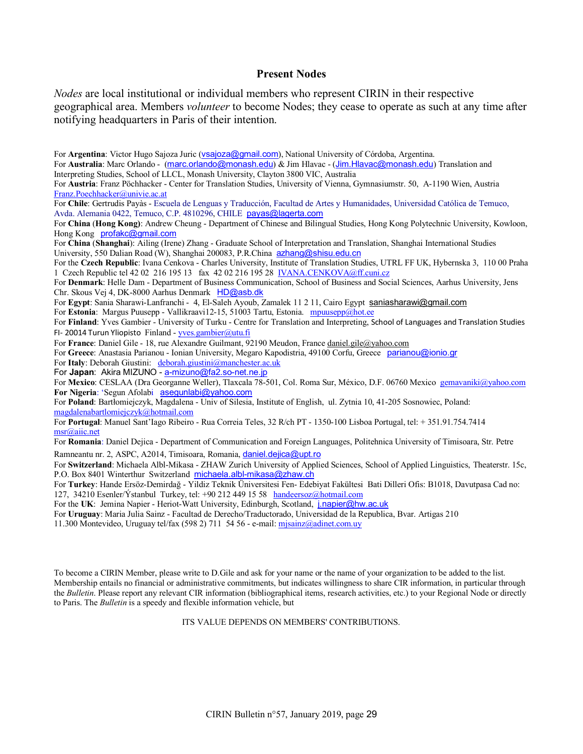## Present Nodes

*Nodes* are local institutional or individual members who represent CIRIN in their respective geographical area. Members *volunteer* to become Nodes; they cease to operate as such at any time after notifying headquarters in Paris of their intention.

For **Argentina**: Victor Hugo Sajoza Juric (vsajoza@gmail.com), National University of Córdoba, Argentina.

For **Australia**: Marc Orlando - (marc.orlando@monash.edu) & Jim Hlavac - (Jim.Hlavac@monash.edu) Translation and Interpreting Studies, School of LLCL, Monash University, Clayton 3800 VIC, Australia

For **Austria**: Franz Pöchhacker - Center for Translation Studies, University of Vienna, Gymnasiumstr. 50, A-1190 Wien, Austria Franz.Poechhacker@univie.ac.at

For **Chile**: Gertrudis Payàs - Escuela de Lenguas y Traducción, Facultad de Artes y Humanidades, Universidad Católica de Temuco, Avda. Alemania 0422, Temuco, C.P. 4810296, CHILE payas@lagerta.com

For **China** (**Hong Kong**): Andrew Cheung - Department of Chinese and Bilingual Studies, Hong Kong Polytechnic University, Kowloon, Hong Kong profakc@gmail.com

For **China** (**Shanghai**): Ailing (Irene) Zhang - Graduate School of Interpretation and Translation, Shanghai International Studies University, 550 Dalian Road (W), Shanghai 200083, P.R.China azhang@shisu.edu.cn

For the **Czech Republic**: Ivana Cenkova - Charles University, Institute of Translation Studies, UTRL FF UK, Hybernska 3, 110 00 Praha 1 Czech Republic tel 42 02 216 195 13 fax 42 02 216 195 28 IVANA.CENKOVA@ff.cuni.cz

For **Denmark**: Helle Dam - Department of Business Communication, School of Business and Social Sciences, Aarhus University, Jens Chr. Skous Vej 4, DK-8000 Aarhus Denmark HD@asb.dk

For **Egypt**: Sania Sharawi-Lanfranchi - 4, El-Saleh Ayoub, Zamalek 11 2 11, Cairo Egypt saniasharawi@gmail.com

For **Estonia**: Margus Puusepp - Vallikraavi12-15, 51003 Tartu, Estonia. mpuusepp@hot.ee

For **Finland**: Yves Gambier - University of Turku - Centre for Translation and Interpreting, School of Languages and Translation Studies FI- 20014 Turun Yliopisto Finland - yves.gambier@utu.fi

For **France**: Daniel Gile - 18, rue Alexandre Guilmant, 92190 Meudon, France daniel.gile@yahoo.com

For **Greece**: Anastasia Parianou - Ionian University, Megaro Kapodistria, 49100 Corfu, Greece parianou@ionio.gr

For **Italy**: Deborah Giustini: deborah.giustini@manchester.ac.uk

For **Japan**: Akira MIZUNO - a-mizuno@fa2.so-net.ne.jp

For **Mexico**: CESLAA (Dra Georganne Weller), Tlaxcala 78-501, Col. Roma Sur, México, D.F. 06760 Mexico gemavaniki@yahoo.com

**For Nigeria**: 'Segun Afolabi asegunlabi@yahoo.com

For **Poland**: Bartłomiejczyk, Magdalena - Univ of Silesia, Institute of English, ul. Zytnia 10, 41-205 Sosnowiec, Poland: magdalenabartlomiejczyk@hotmail.com

For **Portugal**: Manuel Sant'Iago Ribeiro - Rua Correia Teles, 32 R/ch PT - 1350-100 Lisboa Portugal, tel: + 351.91.754.7414 msr@aiic.net

For **Romania**: Daniel Dejica - Department of Communication and Foreign Languages, Politehnica University of Timisoara, Str. Petre Ramneantu nr. 2, ASPC, A2014, Timisoara, Romania, daniel.dejica@upt.ro

For **Switzerland**: Michaela Albl-Mikasa - ZHAW Zurich University of Applied Sciences, School of Applied Linguistics, Theaterstr. 15c, P.O. Box 8401 Winterthur Switzerland michaela.albl-mikasa@zhaw.ch

For **Turkey**: Hande Ersöz-Demirdağ - Yildiz Teknik Üniversitesi Fen- Edebiyat Fakültesi Bati Dilleri Ofis: B1018, Davutpasa Cad no: 127, 34210 Esenler/Ýstanbul Turkey, tel: +90 212 449 15 58 handeersoz@hotmail.com

For the **UK**: Jemina Napier - Heriot-Watt University, Edinburgh, Scotland, j.napier@hw.ac.uk

For **Uruguay**: Maria Julia Sainz - Facultad de Derecho/Traductorado, Universidad de la Republica, Bvar. Artigas 210 11.300 Montevideo, Uruguay tel/fax (598 2) 711 54 56 - e-mail: mjsainz@adinet.com.uy

To become a CIRIN Member, please write to D.Gile and ask for your name or the name of your organization to be added to the list. Membership entails no financial or administrative commitments, but indicates willingness to share CIR information, in particular through the *Bulletin*. Please report any relevant CIR information (bibliographical items, research activities, etc.) to your Regional Node or directly to Paris. The *Bulletin* is a speedy and flexible information vehicle, but

ITS VALUE DEPENDS ON MEMBERS' CONTRIBUTIONS.